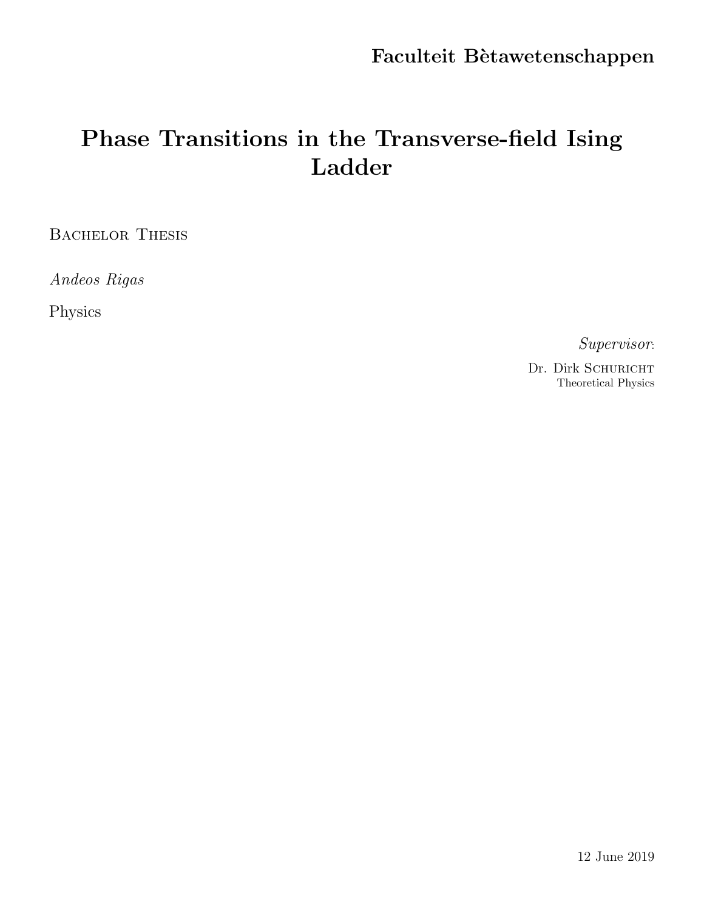**Faculteit Bètawetenschappen**

# Phase Transitions in the Transverse-field Ising Ladder

Bachelor Thesis

*Andeos Rigas*

Physics

*Supervisor*:

Dr. Dirk Schuricht
Theoretical Physics

12 June 2019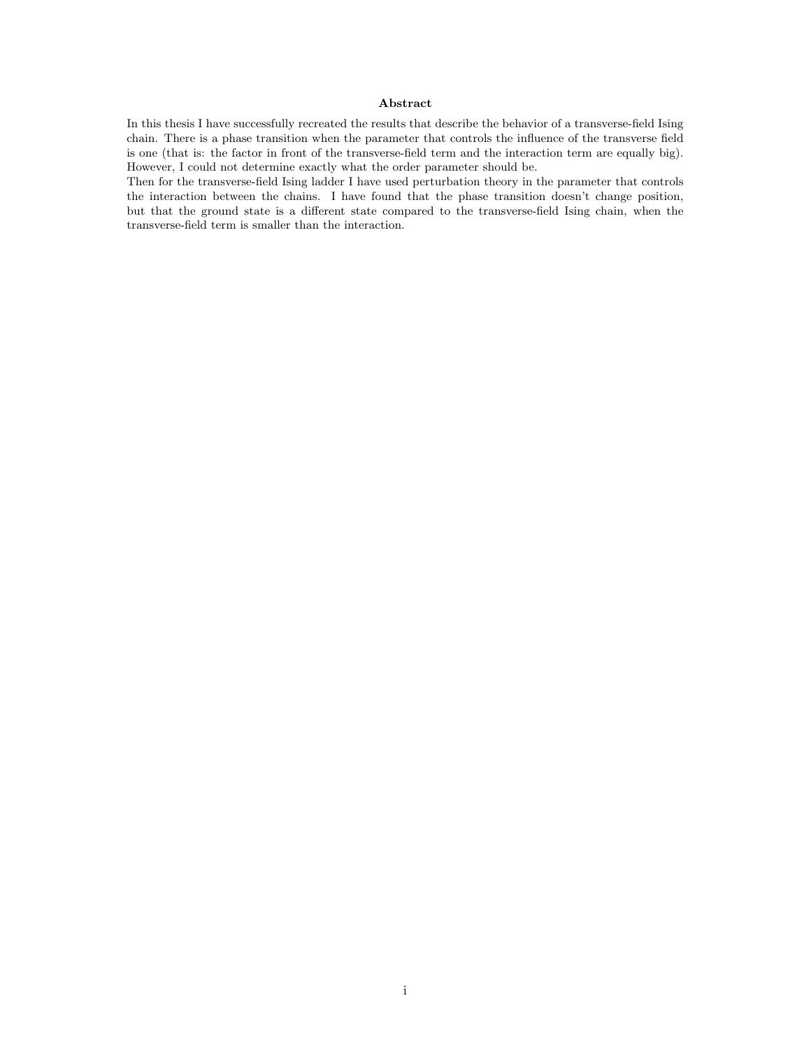## Abstract

In this thesis I have successfully recreated the results that describe the behavior of a transverse-field Ising chain. There is a phase transition when the parameter that controls the influence of the transverse field is one (that is: the factor in front of the transverse-field term and the interaction term are equally big). However, I could not determine exactly what the order parameter should be.

Then for the transverse-field Ising ladder I have used perturbation theory in the parameter that controls the interaction between the chains. I have found that the phase transition doesn't change position, but that the ground state is a different state compared to the transverse-field Ising chain, when the transverse-field term is smaller than the interaction.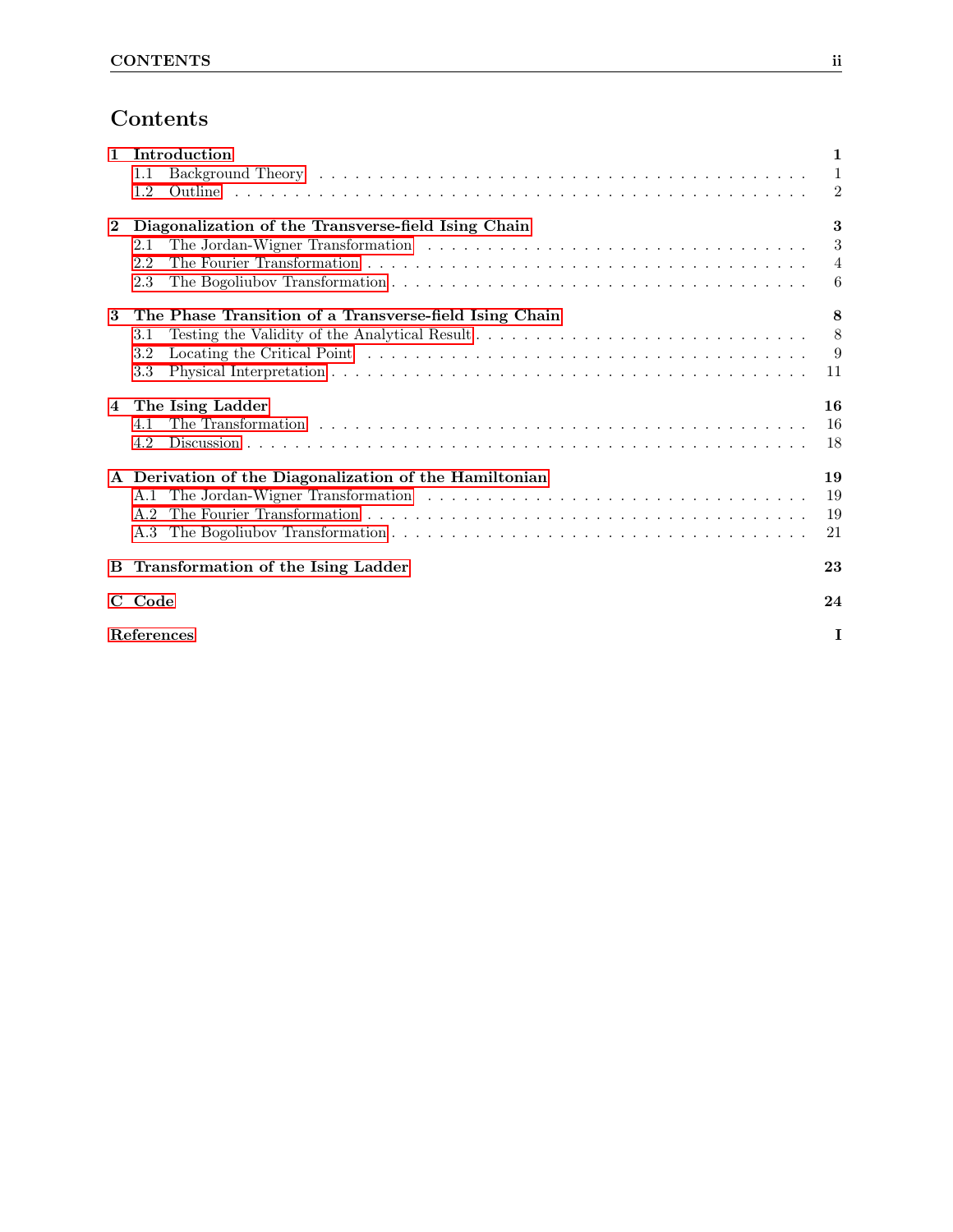# Contents

**1 Introduction** **1**
- 1.1 Background Theory . . . . . 1
- 1.2 Outline . . . . . 2

**2 Diagonalization of the Transverse-field Ising Chain** **3**
- 2.1 The Jordan-Wigner Transformation . . . . . 3
- 2.2 The Fourier Transformation . . . . . 4
- 2.3 The Bogoliubov Transformation . . . . . 6

**3 The Phase Transition of a Transverse-field Ising Chain** **8**
- 3.1 Testing the Validity of the Analytical Result . . . . . 8
- 3.2 Locating the Critical Point . . . . . 9
- 3.3 Physical Interpretation . . . . . 11

**4 The Ising Ladder** **16**
- 4.1 The Transformation . . . . . 16
- 4.2 Discussion . . . . . 18

**A Derivation of the Diagonalization of the Hamiltonian** **19**
- A.1 The Jordan-Wigner Transformation . . . . . 19
- A.2 The Fourier Transformation . . . . . 19
- A.3 The Bogoliubov Transformation . . . . . 21

**B Transformation of the Ising Ladder** **23**

**C Code** **24**

**References** **I**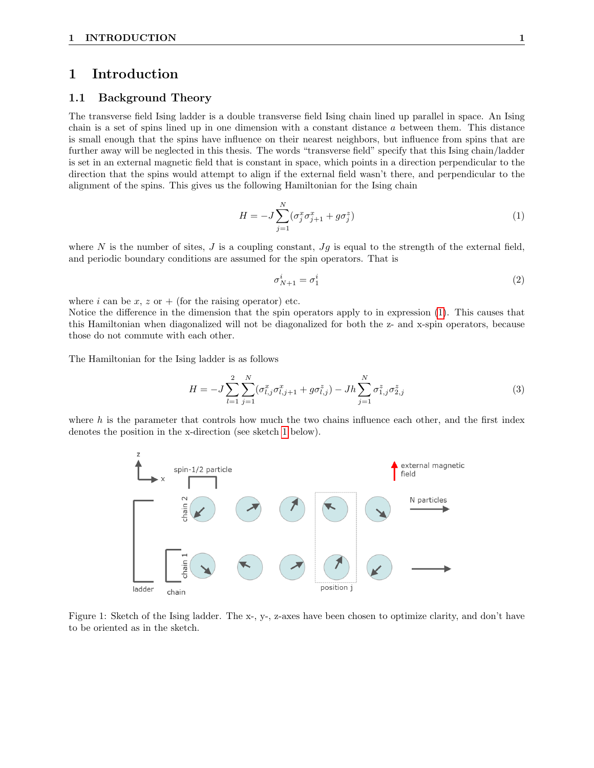# 1 Introduction

## 1.1 Background Theory

The transverse field Ising ladder is a double transverse field Ising chain lined up parallel in space. An Ising chain is a set of spins lined up in one dimension with a constant distance $a$ between them. This distance is small enough that the spins have influence on their nearest neighbors, but influence from spins that are further away will be neglected in this thesis. The words "transverse field" specify that this Ising chain/ladder is set in an external magnetic field that is constant in space, which points in a direction perpendicular to the direction that the spins would attempt to align if the external field wasn't there, and perpendicular to the alignment of the spins. This gives us the following Hamiltonian for the Ising chain

$$H = -J \sum_{j=1}^{N} (\sigma_j^x \sigma_{j+1}^x + g\sigma_j^z) \tag{1}$$

where $N$ is the number of sites, $J$ is a coupling constant, $Jg$ is equal to the strength of the external field, and periodic boundary conditions are assumed for the spin operators. That is

$$\sigma_{N+1}^i = \sigma_1^i \tag{2}$$

where $i$ can be $x$, $z$ or $+$ (for the raising operator) etc.
Notice the difference in the dimension that the spin operators apply to in expression (1). This causes that this Hamiltonian when diagonalized will not be diagonalized for both the z- and x-spin operators, because those do not commute with each other.

The Hamiltonian for the Ising ladder is as follows

$$H = -J \sum_{l=1}^{2} \sum_{j=1}^{N} (\sigma_{l,j}^x \sigma_{l,j+1}^x + g\sigma_{l,j}^z) - Jh \sum_{j=1}^{N} \sigma_{1,j}^z \sigma_{2,j}^z \tag{3}$$

where $h$ is the parameter that controls how much the two chains influence each other, and the first index denotes the position in the x-direction (see sketch 1 below).

Figure 1: Sketch of the Ising ladder. The x-, y-, z-axes have been chosen to optimize clarity, and don't have to be oriented as in the sketch.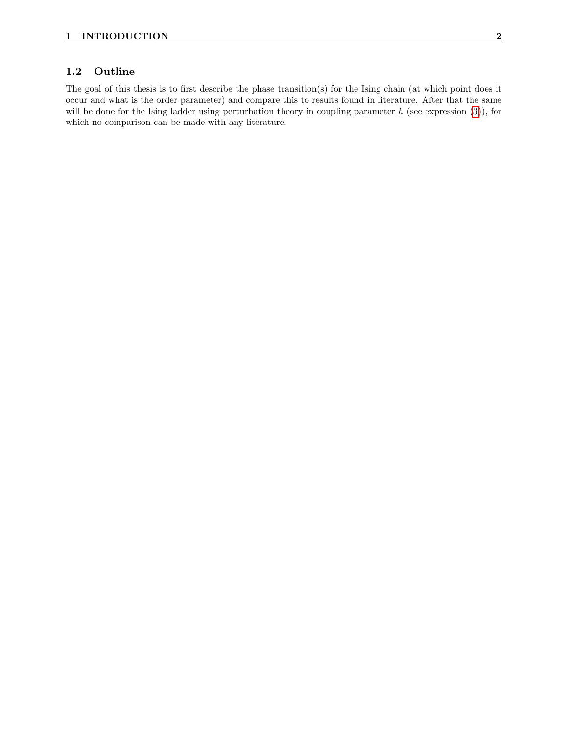## 1.2 Outline

The goal of this thesis is to first describe the phase transition(s) for the Ising chain (at which point does it occur and what is the order parameter) and compare this to results found in literature. After that the same will be done for the Ising ladder using perturbation theory in coupling parameter $h$ (see expression (3)), for which no comparison can be made with any literature.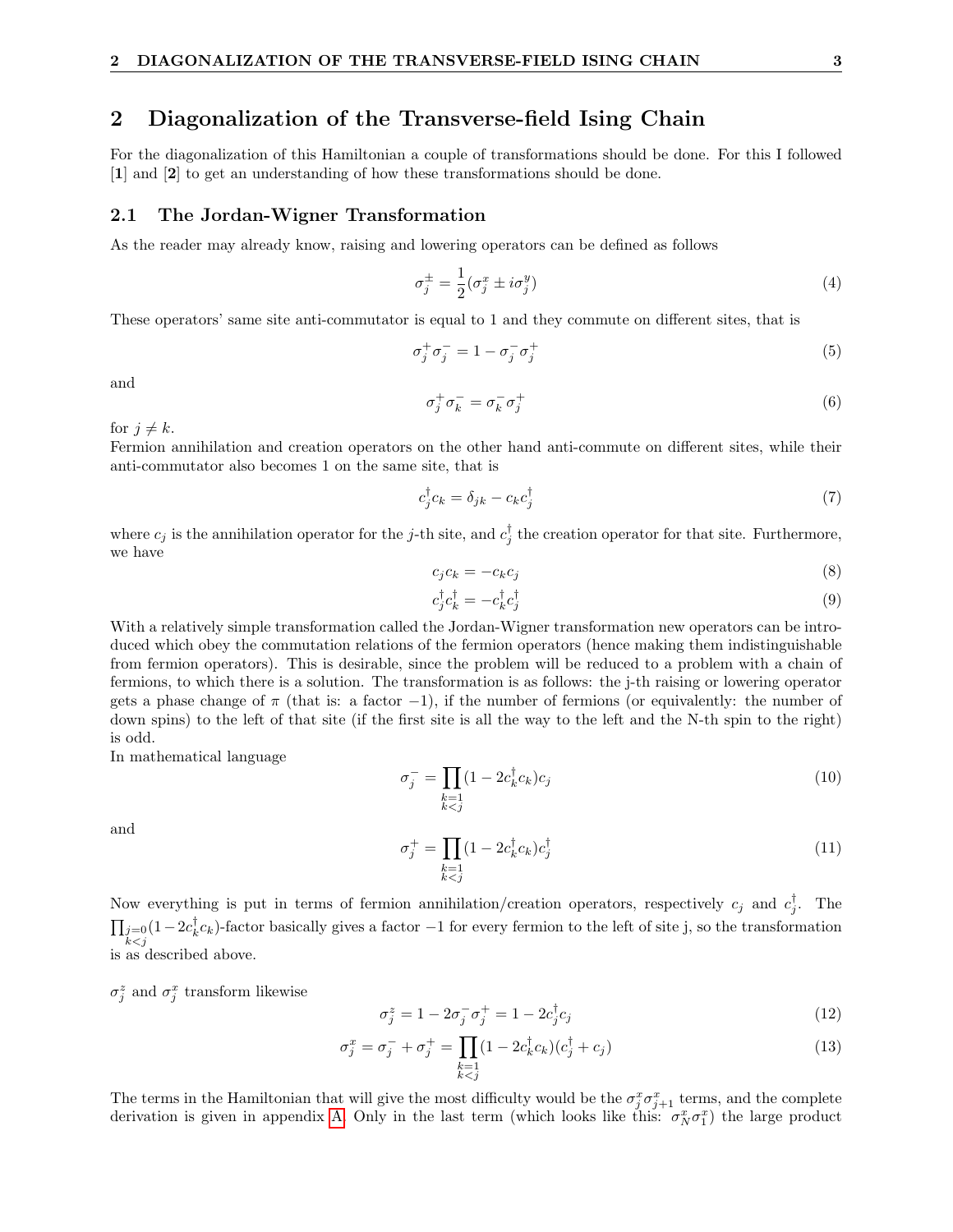# 2 Diagonalization of the Transverse-field Ising Chain

For the diagonalization of this Hamiltonian a couple of transformations should be done. For this I followed [**1**] and [**2**] to get an understanding of how these transformations should be done.

## 2.1 The Jordan-Wigner Transformation

As the reader may already know, raising and lowering operators can be defined as follows

$$\sigma_j^{\pm} = \frac{1}{2}(\sigma_j^x \pm i\sigma_j^y) \tag{4}$$

These operators' same site anti-commutator is equal to 1 and they commute on different sites, that is

$$\sigma_j^+ \sigma_j^- = 1 - \sigma_j^- \sigma_j^+ \tag{5}$$

and

$$\sigma_j^+ \sigma_k^- = \sigma_k^- \sigma_j^+ \tag{6}$$

for $j \neq k$.

Fermion annihilation and creation operators on the other hand anti-commute on different sites, while their anti-commutator also becomes 1 on the same site, that is

$$c_j^\dagger c_k = \delta_{jk} - c_k c_j^\dagger \tag{7}$$

where $c_j$ is the annihilation operator for the $j$-th site, and $c_j^\dagger$ the creation operator for that site. Furthermore, we have

$$c_j c_k = -c_k c_j \tag{8}$$

$$c_j^\dagger c_k^\dagger = -c_k^\dagger c_j^\dagger \tag{9}$$

With a relatively simple transformation called the Jordan-Wigner transformation new operators can be introduced which obey the commutation relations of the fermion operators (hence making them indistinguishable from fermion operators). This is desirable, since the problem will be reduced to a problem with a chain of fermions, to which there is a solution. The transformation is as follows: the j-th raising or lowering operator gets a phase change of $\pi$ (that is: a factor $-1$), if the number of fermions (or equivalently: the number of down spins) to the left of that site (if the first site is all the way to the left and the N-th spin to the right) is odd.

In mathematical language

$$\sigma_j^- = \prod_{\substack{k=1 \\ k<j}} (1 - 2c_k^\dagger c_k) c_j \tag{10}$$

and

$$\sigma_j^+ = \prod_{\substack{k=1 \\ k<j}} (1 - 2c_k^\dagger c_k) c_j^\dagger \tag{11}$$

Now everything is put in terms of fermion annihilation/creation operators, respectively $c_j$ and $c_j^\dagger$. The $\prod_{\substack{j=0 \\ k<j}} (1 - 2c_k^\dagger c_k)$-factor basically gives a factor $-1$ for every fermion to the left of site j, so the transformation is as described above.

$\sigma_j^z$ and $\sigma_j^x$ transform likewise

$$\sigma_j^z = 1 - 2\sigma_j^- \sigma_j^+ = 1 - 2c_j^\dagger c_j \tag{12}$$

$$\sigma_j^x = \sigma_j^- + \sigma_j^+ = \prod_{\substack{k=1 \\ k<j}} (1 - 2c_k^\dagger c_k)(c_j^\dagger + c_j) \tag{13}$$

The terms in the Hamiltonian that will give the most difficulty would be the $\sigma_j^x \sigma_{j+1}^x$ terms, and the complete derivation is given in appendix A. Only in the last term (which looks like this: $\sigma_N^x \sigma_1^x$) the large product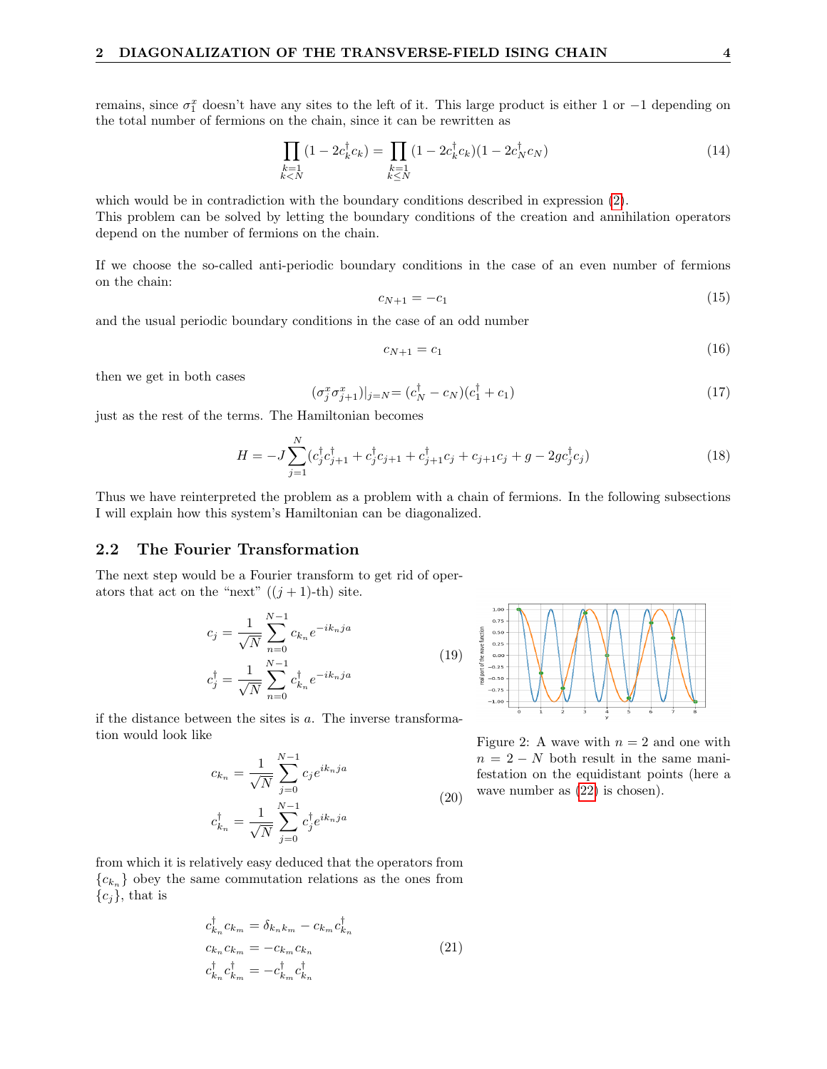remains, since $\sigma_1^x$ doesn't have any sites to the left of it. This large product is either 1 or $-1$ depending on the total number of fermions on the chain, since it can be rewritten as

$$\prod_{\substack{k=1\\k<N}} (1 - 2c_k^\dagger c_k) = \prod_{\substack{k=1\\k\leq N}} (1 - 2c_k^\dagger c_k)(1 - 2c_N^\dagger c_N) \tag{14}$$

which would be in contradiction with the boundary conditions described in expression (2).
This problem can be solved by letting the boundary conditions of the creation and annihilation operators depend on the number of fermions on the chain.

If we choose the so-called anti-periodic boundary conditions in the case of an even number of fermions on the chain:

$$c_{N+1} = -c_1 \tag{15}$$

and the usual periodic boundary conditions in the case of an odd number

$$c_{N+1} = c_1 \tag{16}$$

then we get in both cases

$$(\sigma_j^x \sigma_{j+1}^x)|_{j=N} = (c_N^\dagger - c_N)(c_1^\dagger + c_1) \tag{17}$$

just as the rest of the terms. The Hamiltonian becomes

$$H = -J \sum_{j=1}^{N} (c_j^\dagger c_{j+1}^\dagger + c_j^\dagger c_{j+1} + c_{j+1}^\dagger c_j + c_{j+1} c_j + g - 2g c_j^\dagger c_j) \tag{18}$$

Thus we have reinterpreted the problem as a problem with a chain of fermions. In the following subsections I will explain how this system's Hamiltonian can be diagonalized.

## 2.2 The Fourier Transformation

The next step would be a Fourier transform to get rid of operators that act on the "next" ($(j+1)$-th) site.

$$
\begin{aligned}
c_j &= \frac{1}{\sqrt{N}} \sum_{n=0}^{N-1} c_{k_n} e^{-ik_n ja} \\
c_j^\dagger &= \frac{1}{\sqrt{N}} \sum_{n=0}^{N-1} c_{k_n}^\dagger e^{-ik_n ja}
\end{aligned}
\tag{19}
$$

if the distance between the sites is $a$. The inverse transformation would look like

$$
\begin{aligned}
c_{k_n} &= \frac{1}{\sqrt{N}} \sum_{j=0}^{N-1} c_j e^{ik_n ja} \\
c_{k_n}^\dagger &= \frac{1}{\sqrt{N}} \sum_{j=0}^{N-1} c_j^\dagger e^{ik_n ja}
\end{aligned}
\tag{20}
$$

from which it is relatively easy deduced that the operators from $\{c_{k_n}\}$ obey the same commutation relations as the ones from $\{c_j\}$, that is

$$
\begin{aligned}
c_{k_n}^\dagger c_{k_m} &= \delta_{k_n k_m} - c_{k_m} c_{k_n}^\dagger \\
c_{k_n} c_{k_m} &= -c_{k_m} c_{k_n} \\
c_{k_n}^\dagger c_{k_m}^\dagger &= -c_{k_m}^\dagger c_{k_n}^\dagger
\end{aligned}
\tag{21}
$$

Figure 2: A wave with $n = 2$ and one with $n = 2 - N$ both result in the same manifestation on the equidistant points (here a wave number as (22) is chosen).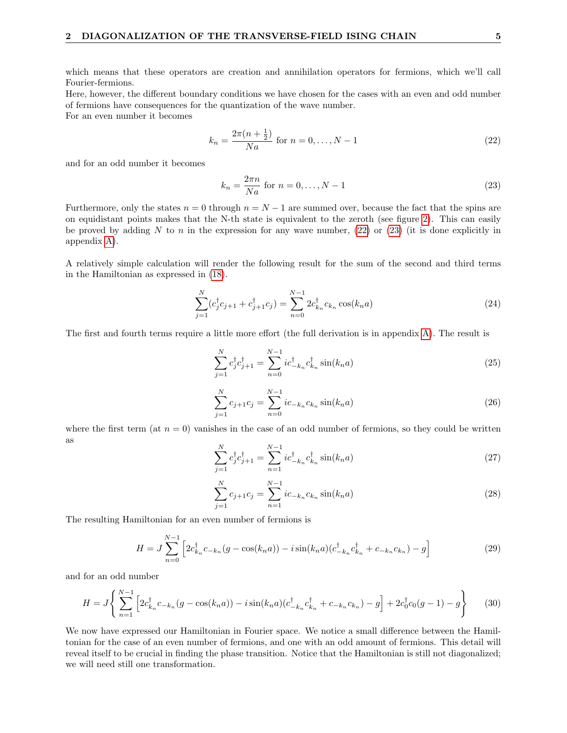which means that these operators are creation and annihilation operators for fermions, which we'll call Fourier-fermions.
Here, however, the different boundary conditions we have chosen for the cases with an even and odd number of fermions have consequences for the quantization of the wave number.
For an even number it becomes

$$k_n = \frac{2\pi(n + \frac{1}{2})}{Na} \text{ for } n = 0, \ldots, N-1 \tag{22}$$

and for an odd number it becomes

$$k_n = \frac{2\pi n}{Na} \text{ for } n = 0, \ldots, N-1 \tag{23}$$

Furthermore, only the states $n = 0$ through $n = N - 1$ are summed over, because the fact that the spins are on equidistant points makes that the N-th state is equivalent to the zeroth (see figure 2). This can easily be proved by adding $N$ to $n$ in the expression for any wave number, (22) or (23) (it is done explicitly in appendix A).

A relatively simple calculation will render the following result for the sum of the second and third terms in the Hamiltonian as expressed in (18).

$$\sum_{j=1}^{N} (c_j^\dagger c_{j+1} + c_{j+1}^\dagger c_j) = \sum_{n=0}^{N-1} 2c_{k_n}^\dagger c_{k_n} \cos(k_n a) \tag{24}$$

The first and fourth terms require a little more effort (the full derivation is in appendix A). The result is

$$\sum_{j=1}^{N} c_j^\dagger c_{j+1}^\dagger = \sum_{n=0}^{N-1} i c_{-k_n}^\dagger c_{k_n}^\dagger \sin(k_n a) \tag{25}$$

$$\sum_{j=1}^{N} c_{j+1} c_j = \sum_{n=0}^{N-1} i c_{-k_n} c_{k_n} \sin(k_n a) \tag{26}$$

where the first term (at $n = 0$) vanishes in the case of an odd number of fermions, so they could be written as

$$\sum_{j=1}^{N} c_j^\dagger c_{j+1}^\dagger = \sum_{n=1}^{N-1} i c_{-k_n}^\dagger c_{k_n}^\dagger \sin(k_n a) \tag{27}$$

$$\sum_{j=1}^{N} c_{j+1} c_j = \sum_{n=1}^{N-1} i c_{-k_n} c_{k_n} \sin(k_n a) \tag{28}$$

The resulting Hamiltonian for an even number of fermions is

$$H = J \sum_{n=0}^{N-1} \left[ 2c_{k_n}^\dagger c_{-k_n} (g - \cos(k_n a)) - i \sin(k_n a)(c_{-k_n}^\dagger c_{k_n}^\dagger + c_{-k_n} c_{k_n}) - g \right] \tag{29}$$

and for an odd number

$$H = J \left\{ \sum_{n=1}^{N-1} \left[ 2c_{k_n}^\dagger c_{-k_n} (g - \cos(k_n a)) - i \sin(k_n a)(c_{-k_n}^\dagger c_{k_n}^\dagger + c_{-k_n} c_{k_n}) - g \right] + 2c_0^\dagger c_0 (g - 1) - g \right\} \tag{30}$$

We now have expressed our Hamiltonian in Fourier space. We notice a small difference between the Hamiltonian for the case of an even number of fermions, and one with an odd amount of fermions. This detail will reveal itself to be crucial in finding the phase transition. Notice that the Hamiltonian is still not diagonalized; we will need still one transformation.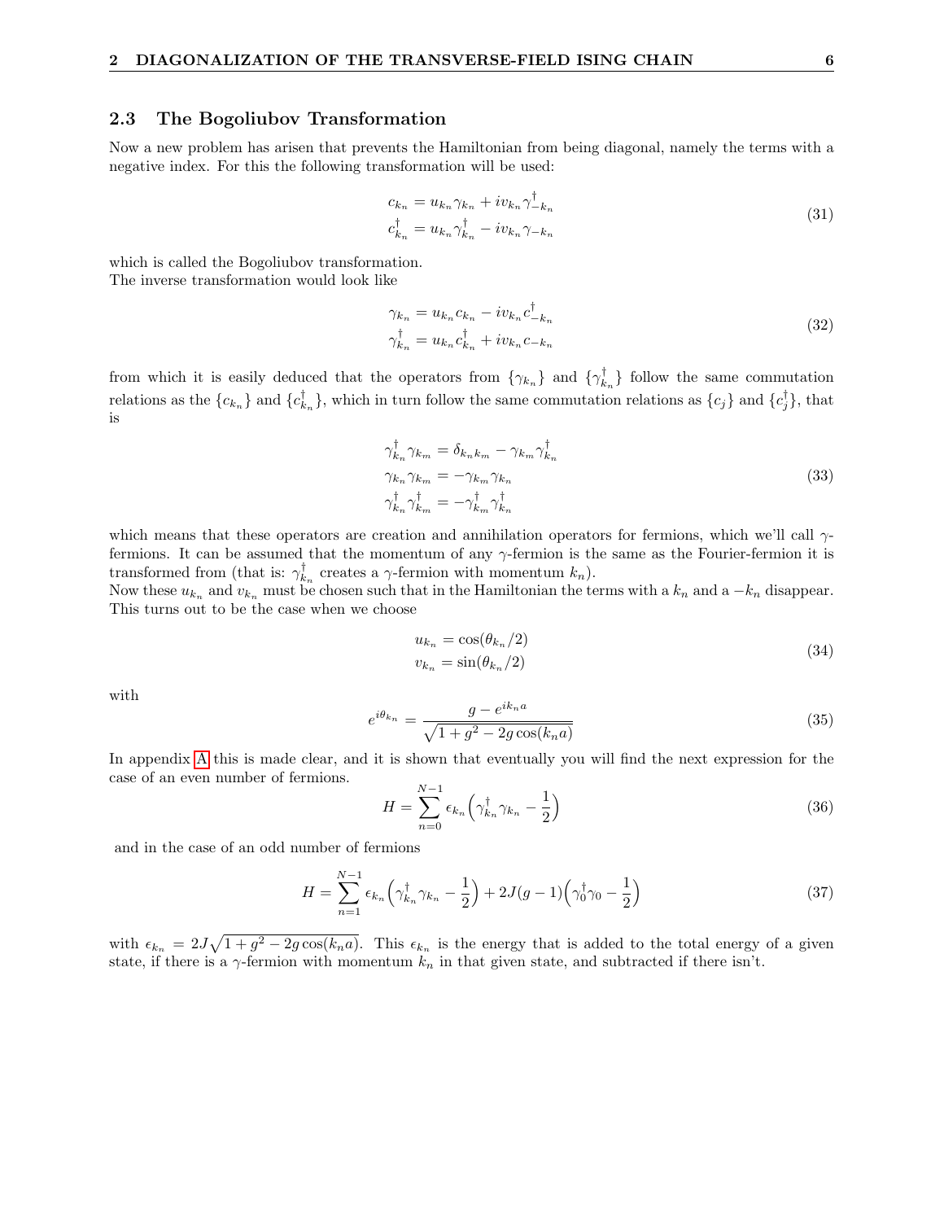## 2.3 The Bogoliubov Transformation

Now a new problem has arisen that prevents the Hamiltonian from being diagonal, namely the terms with a negative index. For this the following transformation will be used:

$$
\begin{aligned}
c_{k_n} &= u_{k_n}\gamma_{k_n} + iv_{k_n}\gamma^{\dagger}_{-k_n} \\
c^{\dagger}_{k_n} &= u_{k_n}\gamma^{\dagger}_{k_n} - iv_{k_n}\gamma_{-k_n}
\end{aligned}
\tag{31}
$$

which is called the Bogoliubov transformation.
The inverse transformation would look like

$$
\begin{aligned}
\gamma_{k_n} &= u_{k_n}c_{k_n} - iv_{k_n}c^{\dagger}_{-k_n} \\
\gamma^{\dagger}_{k_n} &= u_{k_n}c^{\dagger}_{k_n} + iv_{k_n}c_{-k_n}
\end{aligned}
\tag{32}
$$

from which it is easily deduced that the operators from $\{\gamma_{k_n}\}$ and $\{\gamma^{\dagger}_{k_n}\}$ follow the same commutation relations as the $\{c_{k_n}\}$ and $\{c^{\dagger}_{k_n}\}$, which in turn follow the same commutation relations as $\{c_j\}$ and $\{c^{\dagger}_j\}$, that is

$$
\begin{aligned}
\gamma^{\dagger}_{k_n}\gamma_{k_m} &= \delta_{k_n k_m} - \gamma_{k_m}\gamma^{\dagger}_{k_n} \\
\gamma_{k_n}\gamma_{k_m} &= -\gamma_{k_m}\gamma_{k_n} \\
\gamma^{\dagger}_{k_n}\gamma^{\dagger}_{k_m} &= -\gamma^{\dagger}_{k_m}\gamma^{\dagger}_{k_n}
\end{aligned}
\tag{33}
$$

which means that these operators are creation and annihilation operators for fermions, which we'll call $\gamma$-fermions. It can be assumed that the momentum of any $\gamma$-fermion is the same as the Fourier-fermion it is transformed from (that is: $\gamma^{\dagger}_{k_n}$ creates a $\gamma$-fermion with momentum $k_n$).
Now these $u_{k_n}$ and $v_{k_n}$ must be chosen such that in the Hamiltonian the terms with a $k_n$ and a $-k_n$ disappear. This turns out to be the case when we choose

$$
\begin{aligned}
u_{k_n} &= \cos(\theta_{k_n}/2) \\
v_{k_n} &= \sin(\theta_{k_n}/2)
\end{aligned}
\tag{34}
$$

with

$$
e^{i\theta_{k_n}} = \frac{g - e^{ik_n a}}{\sqrt{1 + g^2 - 2g\cos(k_n a)}}
\tag{35}
$$

In appendix A this is made clear, and it is shown that eventually you will find the next expression for the case of an even number of fermions.

$$
H = \sum_{n=0}^{N-1} \epsilon_{k_n}\Big(\gamma^{\dagger}_{k_n}\gamma_{k_n} - \frac{1}{2}\Big)
\tag{36}
$$

and in the case of an odd number of fermions

$$
H = \sum_{n=1}^{N-1} \epsilon_{k_n}\Big(\gamma^{\dagger}_{k_n}\gamma_{k_n} - \frac{1}{2}\Big) + 2J(g-1)\Big(\gamma^{\dagger}_0\gamma_0 - \frac{1}{2}\Big)
\tag{37}
$$

with $\epsilon_{k_n} = 2J\sqrt{1 + g^2 - 2g\cos(k_n a)}$. This $\epsilon_{k_n}$ is the energy that is added to the total energy of a given state, if there is a $\gamma$-fermion with momentum $k_n$ in that given state, and subtracted if there isn't.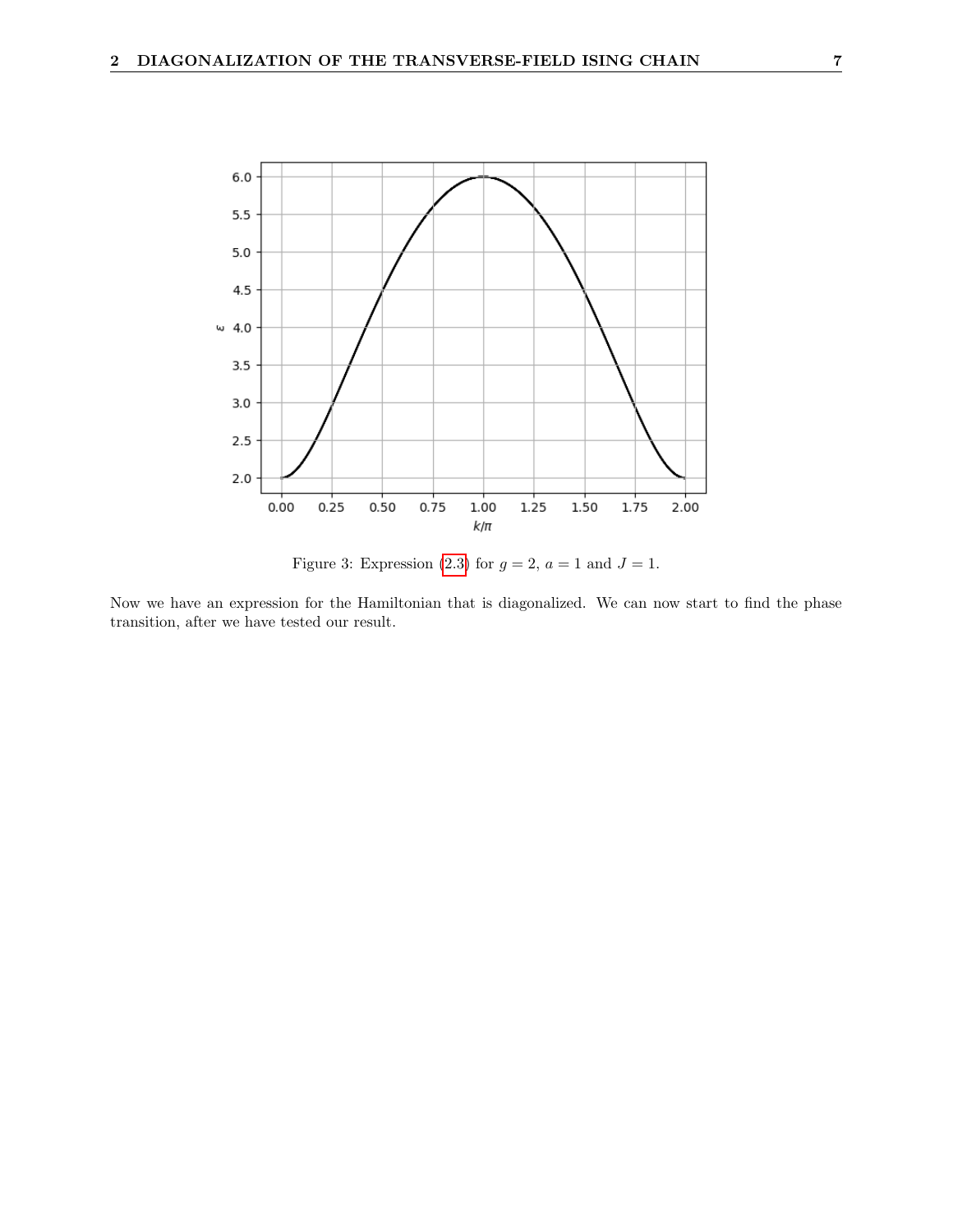Figure 3: Expression (2.3) for $g = 2$, $a = 1$ and $J = 1$.

Now we have an expression for the Hamiltonian that is diagonalized. We can now start to find the phase transition, after we have tested our result.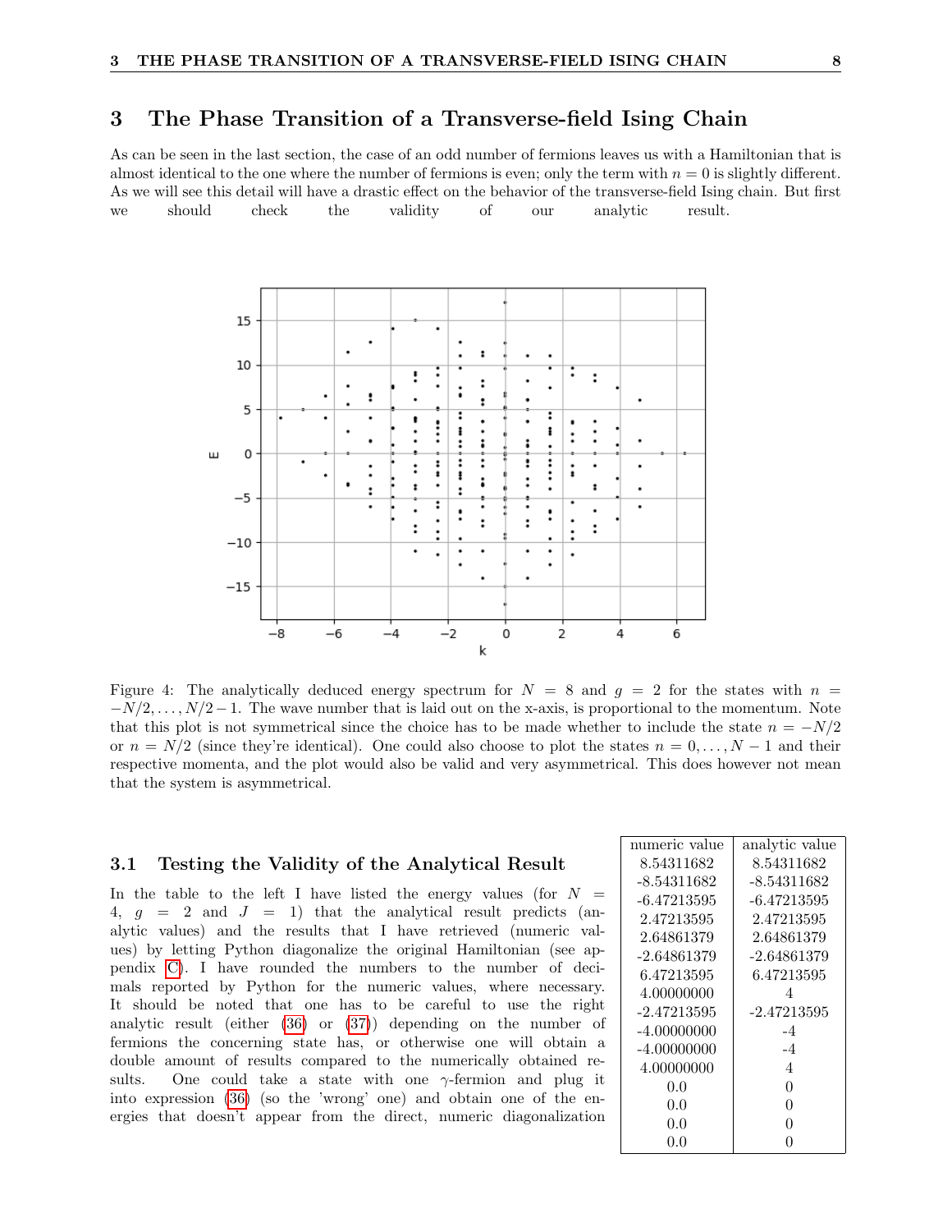# 3 The Phase Transition of a Transverse-field Ising Chain

As can be seen in the last section, the case of an odd number of fermions leaves us with a Hamiltonian that is almost identical to the one where the number of fermions is even; only the term with $n = 0$ is slightly different. As we will see this detail will have a drastic effect on the behavior of the transverse-field Ising chain. But first we should check the validity of our analytic result.

Figure 4: The analytically deduced energy spectrum for $N = 8$ and $g = 2$ for the states with $n = -N/2, \ldots, N/2 - 1$. The wave number that is laid out on the x-axis, is proportional to the momentum. Note that this plot is not symmetrical since the choice has to be made whether to include the state $n = -N/2$ or $n = N/2$ (since they're identical). One could also choose to plot the states $n = 0, \ldots, N-1$ and their respective momenta, and the plot would also be valid and very asymmetrical. This does however not mean that the system is asymmetrical.

## 3.1 Testing the Validity of the Analytical Result

In the table to the left I have listed the energy values (for $N = 4$, $g = 2$ and $J = 1$) that the analytical result predicts (analytic values) and the results that I have retrieved (numeric values) by letting Python diagonalize the original Hamiltonian (see appendix C). I have rounded the numbers to the number of decimals reported by Python for the numeric values, where necessary. It should be noted that one has to be careful to use the right analytic result (either (36) or (37)) depending on the number of fermions the concerning state has, or otherwise one will obtain a double amount of results compared to the numerically obtained results. One could take a state with one $\gamma$-fermion and plug it into expression (36) (so the 'wrong' one) and obtain one of the energies that doesn't appear from the direct, numeric diagonalization

| numeric value | analytic value |
|---|---|
| 8.54311682 | 8.54311682 |
| -8.54311682 | -8.54311682 |
| -6.47213595 | -6.47213595 |
| 2.47213595 | 2.47213595 |
| 2.64861379 | 2.64861379 |
| -2.64861379 | -2.64861379 |
| 6.47213595 | 6.47213595 |
| 4.00000000 | 4 |
| -2.47213595 | -2.47213595 |
| -4.00000000 | -4 |
| -4.00000000 | -4 |
| 4.00000000 | 4 |
| 0.0 | 0 |
| 0.0 | 0 |
| 0.0 | 0 |
| 0.0 | 0 |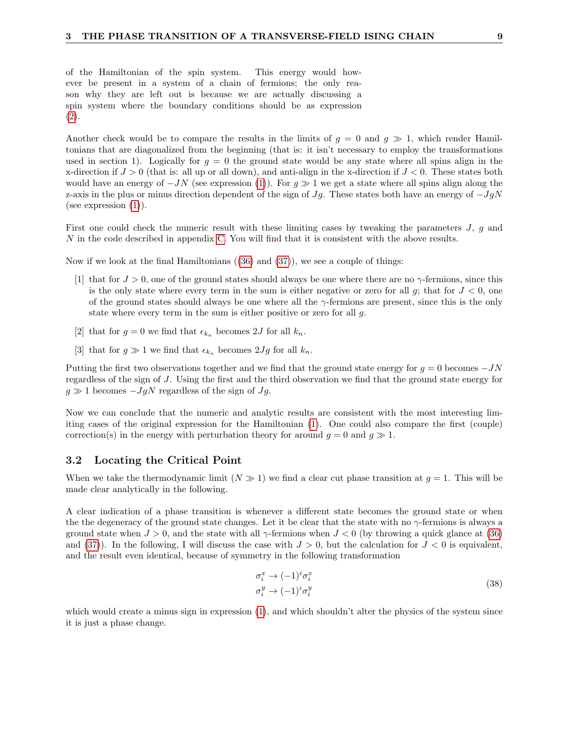of the Hamiltonian of the spin system. This energy would however be present in a system of a chain of fermions; the only reason why they are left out is because we are actually discussing a spin system where the boundary conditions should be as expression (2).

Another check would be to compare the results in the limits of $g = 0$ and $g \gg 1$, which render Hamiltonians that are diagonalized from the beginning (that is: it isn't necessary to employ the transformations used in section 1). Logically for $g = 0$ the ground state would be any state where all spins align in the x-direction if $J > 0$ (that is: all up or all down), and anti-align in the x-direction if $J < 0$. These states both would have an energy of $-JN$ (see expression (1)). For $g \gg 1$ we get a state where all spins align along the z-axis in the plus or minus direction dependent of the sign of $Jg$. These states both have an energy of $-JgN$ (see expression (1)).

First one could check the numeric result with these limiting cases by tweaking the parameters $J$, $g$ and $N$ in the code described in appendix C. You will find that it is consistent with the above results.

Now if we look at the final Hamiltonians ((36) and (37)), we see a couple of things:

[1] that for $J > 0$, one of the ground states should always be one where there are no $\gamma$-fermions, since this is the only state where every term in the sum is either negative or zero for all $g$; that for $J < 0$, one of the ground states should always be one where all the $\gamma$-fermions are present, since this is the only state where every term in the sum is either positive or zero for all $g$.

[2] that for $g = 0$ we find that $\epsilon_{k_n}$ becomes $2J$ for all $k_n$.

[3] that for $g \gg 1$ we find that $\epsilon_{k_n}$ becomes $2Jg$ for all $k_n$.

Putting the first two observations together and we find that the ground state energy for $g = 0$ becomes $-JN$ regardless of the sign of $J$. Using the first and the third observation we find that the ground state energy for $g \gg 1$ becomes $-JgN$ regardless of the sign of $Jg$.

Now we can conclude that the numeric and analytic results are consistent with the most interesting limiting cases of the original expression for the Hamiltonian (1). One could also compare the first (couple) correction(s) in the energy with perturbation theory for around $g = 0$ and $g \gg 1$.

### 3.2 Locating the Critical Point

When we take the thermodynamic limit ($N \gg 1$) we find a clear cut phase transition at $g = 1$. This will be made clear analytically in the following.

A clear indication of a phase transition is whenever a different state becomes the ground state or when the the degeneracy of the ground state changes. Let it be clear that the state with no $\gamma$-fermions is always a ground state when $J > 0$, and the state with all $\gamma$-fermions when $J < 0$ (by throwing a quick glance at (36) and (37)). In the following, I will discuss the case with $J > 0$, but the calculation for $J < 0$ is equivalent, and the result even identical, because of symmetry in the following transformation

$$
\begin{aligned}
\sigma_i^x &\rightarrow (-1)^i \sigma_i^x \\
\sigma_i^y &\rightarrow (-1)^i \sigma_i^y
\end{aligned}
\tag{38}
$$

which would create a minus sign in expression (1), and which shouldn't alter the physics of the system since it is just a phase change.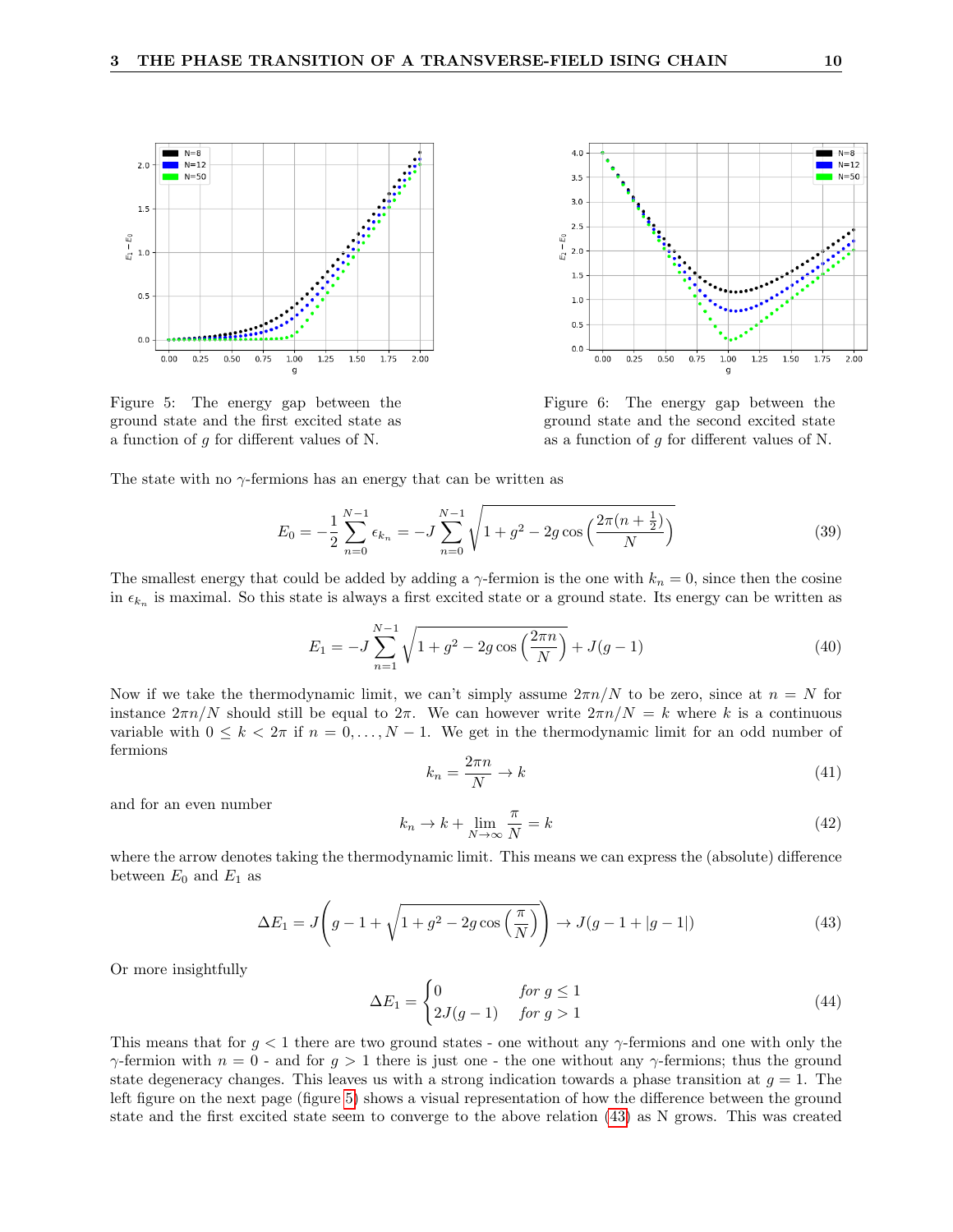Figure 5: The energy gap between the ground state and the first excited state as a function of $g$ for different values of N.

Figure 6: The energy gap between the ground state and the second excited state as a function of $g$ for different values of N.

The state with no $\gamma$-fermions has an energy that can be written as

$$E_0 = -\frac{1}{2}\sum_{n=0}^{N-1} \epsilon_{k_n} = -J\sum_{n=0}^{N-1}\sqrt{1+g^2-2g\cos\left(\frac{2\pi(n+\frac{1}{2})}{N}\right)} \tag{39}$$

The smallest energy that could be added by adding a $\gamma$-fermion is the one with $k_n = 0$, since then the cosine in $\epsilon_{k_n}$ is maximal. So this state is always a first excited state or a ground state. Its energy can be written as

$$E_1 = -J\sum_{n=1}^{N-1}\sqrt{1+g^2-2g\cos\left(\frac{2\pi n}{N}\right)} + J(g-1) \tag{40}$$

Now if we take the thermodynamic limit, we can't simply assume $2\pi n/N$ to be zero, since at $n = N$ for instance $2\pi n/N$ should still be equal to $2\pi$. We can however write $2\pi n/N = k$ where $k$ is a continuous variable with $0 \leq k < 2\pi$ if $n = 0, \ldots, N-1$. We get in the thermodynamic limit for an odd number of fermions

$$k_n = \frac{2\pi n}{N} \to k \tag{41}$$

and for an even number

$$k_n \to k + \lim_{N\to\infty}\frac{\pi}{N} = k \tag{42}$$

where the arrow denotes taking the thermodynamic limit. This means we can express the (absolute) difference between $E_0$ and $E_1$ as

$$\Delta E_1 = J\left(g - 1 + \sqrt{1+g^2-2g\cos\left(\frac{\pi}{N}\right)}\right) \to J(g-1+|g-1|) \tag{43}$$

Or more insightfully

$$\Delta E_1 = \begin{cases} 0 & \text{for } g \leq 1 \\ 2J(g-1) & \text{for } g > 1 \end{cases} \tag{44}$$

This means that for $g < 1$ there are two ground states - one without any $\gamma$-fermions and one with only the $\gamma$-fermion with $n = 0$ - and for $g > 1$ there is just one - the one without any $\gamma$-fermions; thus the ground state degeneracy changes. This leaves us with a strong indication towards a phase transition at $g = 1$. The left figure on the next page (figure 5) shows a visual representation of how the difference between the ground state and the first excited state seem to converge to the above relation (43) as N grows. This was created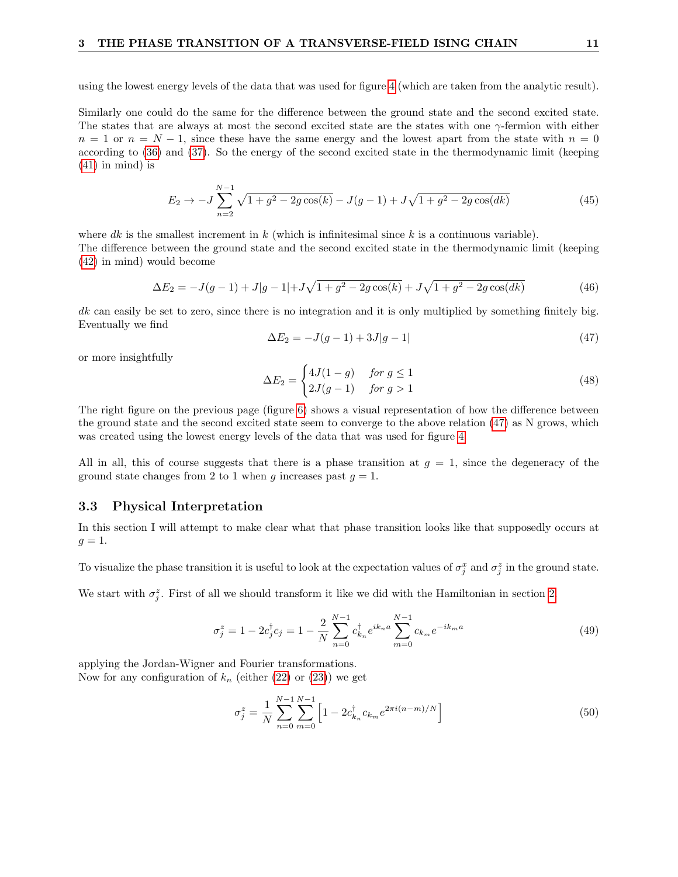using the lowest energy levels of the data that was used for figure 4 (which are taken from the analytic result).

Similarly one could do the same for the difference between the ground state and the second excited state. The states that are always at most the second excited state are the states with one $\gamma$-fermion with either $n = 1$ or $n = N - 1$, since these have the same energy and the lowest apart from the state with $n = 0$ according to (36) and (37). So the energy of the second excited state in the thermodynamic limit (keeping (41) in mind) is

$$E_2 \to -J \sum_{n=2}^{N-1} \sqrt{1 + g^2 - 2g\cos(k)} - J(g-1) + J\sqrt{1 + g^2 - 2g\cos(dk)} \tag{45}$$

where $dk$ is the smallest increment in $k$ (which is infinitesimal since $k$ is a continuous variable).
The difference between the ground state and the second excited state in the thermodynamic limit (keeping (42) in mind) would become

$$\Delta E_2 = -J(g-1) + J|g-1| + J\sqrt{1 + g^2 - 2g\cos(k)} + J\sqrt{1 + g^2 - 2g\cos(dk)} \tag{46}$$

$dk$ can easily be set to zero, since there is no integration and it is only multiplied by something finitely big. Eventually we find

$$\Delta E_2 = -J(g-1) + 3J|g-1| \tag{47}$$

or more insightfully

$$\Delta E_2 = \begin{cases} 4J(1-g) & \textit{for } g \leq 1 \\ 2J(g-1) & \textit{for } g > 1 \end{cases} \tag{48}$$

The right figure on the previous page (figure 6) shows a visual representation of how the difference between the ground state and the second excited state seem to converge to the above relation (47) as N grows, which was created using the lowest energy levels of the data that was used for figure 4.

All in all, this of course suggests that there is a phase transition at $g = 1$, since the degeneracy of the ground state changes from 2 to 1 when $g$ increases past $g = 1$.

## 3.3 Physical Interpretation

In this section I will attempt to make clear what that phase transition looks like that supposedly occurs at $g = 1$.

To visualize the phase transition it is useful to look at the expectation values of $\sigma_j^x$ and $\sigma_j^z$ in the ground state.

We start with $\sigma_j^z$. First of all we should transform it like we did with the Hamiltonian in section 2.

$$\sigma_j^z = 1 - 2c_j^\dagger c_j = 1 - \frac{2}{N} \sum_{n=0}^{N-1} c_{k_n}^\dagger e^{ik_n a} \sum_{m=0}^{N-1} c_{k_m} e^{-ik_m a} \tag{49}$$

applying the Jordan-Wigner and Fourier transformations.
Now for any configuration of $k_n$ (either (22) or (23)) we get

$$\sigma_j^z = \frac{1}{N} \sum_{n=0}^{N-1} \sum_{m=0}^{N-1} \left[ 1 - 2c_{k_n}^\dagger c_{k_m} e^{2\pi i(n-m)/N} \right] \tag{50}$$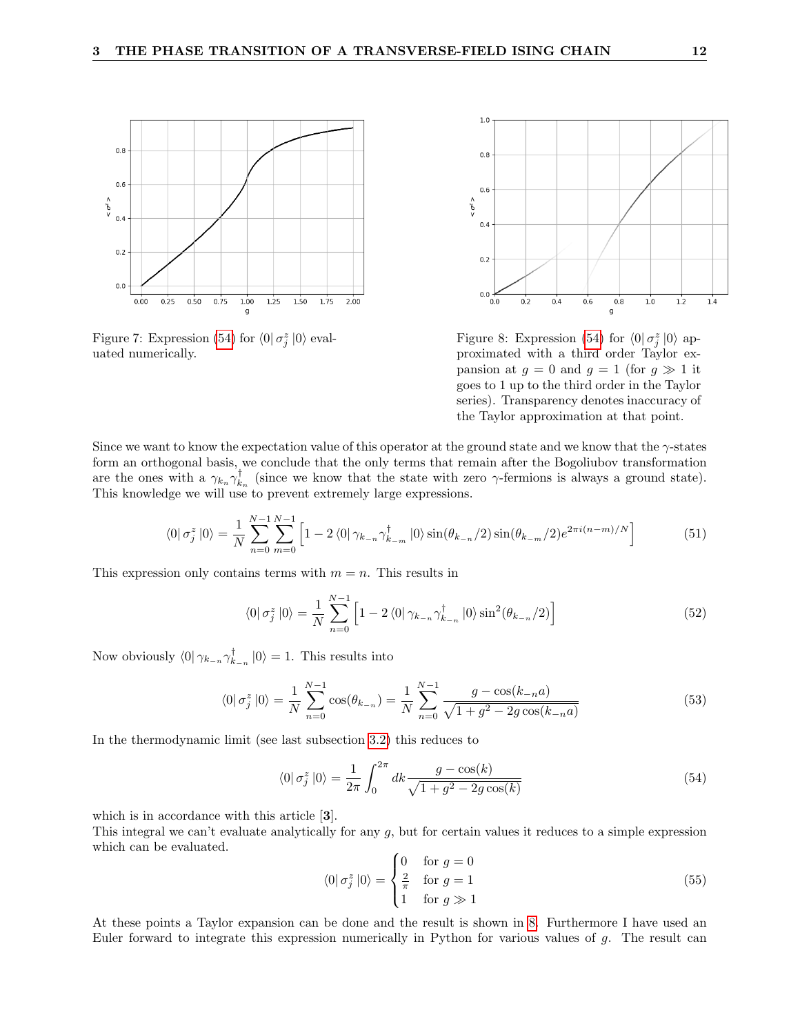Figure 7: Expression (54) for $\langle 0| \sigma_j^z |0\rangle$ evaluated numerically.

Figure 8: Expression (54) for $\langle 0| \sigma_j^z |0\rangle$ approximated with a third order Taylor expansion at $g = 0$ and $g = 1$ (for $g \gg 1$ it goes to 1 up to the third order in the Taylor series). Transparency denotes inaccuracy of the Taylor approximation at that point.

Since we want to know the expectation value of this operator at the ground state and we know that the $\gamma$-states form an orthogonal basis, we conclude that the only terms that remain after the Bogoliubov transformation are the ones with a $\gamma_{k_n}\gamma_{k_n}^\dagger$ (since we know that the state with zero $\gamma$-fermions is always a ground state). This knowledge we will use to prevent extremely large expressions.

$$\langle 0| \sigma_j^z |0\rangle = \frac{1}{N}\sum_{n=0}^{N-1}\sum_{m=0}^{N-1}\left[1 - 2\langle 0| \gamma_{k_{-n}}\gamma_{k_{-m}}^\dagger |0\rangle \sin(\theta_{k_{-n}}/2)\sin(\theta_{k_{-m}}/2)e^{2\pi i(n-m)/N}\right] \tag{51}$$

This expression only contains terms with $m = n$. This results in

$$\langle 0| \sigma_j^z |0\rangle = \frac{1}{N}\sum_{n=0}^{N-1}\left[1 - 2\langle 0| \gamma_{k_{-n}}\gamma_{k_{-n}}^\dagger |0\rangle \sin^2(\theta_{k_{-n}}/2)\right] \tag{52}$$

Now obviously $\langle 0| \gamma_{k_{-n}}\gamma_{k_{-n}}^\dagger |0\rangle = 1$. This results into

$$\langle 0| \sigma_j^z |0\rangle = \frac{1}{N}\sum_{n=0}^{N-1}\cos(\theta_{k_{-n}}) = \frac{1}{N}\sum_{n=0}^{N-1}\frac{g - \cos(k_{-n}a)}{\sqrt{1 + g^2 - 2g\cos(k_{-n}a)}} \tag{53}$$

In the thermodynamic limit (see last subsection 3.2) this reduces to

$$\langle 0| \sigma_j^z |0\rangle = \frac{1}{2\pi}\int_0^{2\pi} dk \frac{g - \cos(k)}{\sqrt{1 + g^2 - 2g\cos(k)}} \tag{54}$$

which is in accordance with this article [**3**].
This integral we can't evaluate analytically for any $g$, but for certain values it reduces to a simple expression which can be evaluated.

$$\langle 0| \sigma_j^z |0\rangle = \begin{cases} 0 & \text{for } g = 0 \\ \frac{2}{\pi} & \text{for } g = 1 \\ 1 & \text{for } g \gg 1 \end{cases} \tag{55}$$

At these points a Taylor expansion can be done and the result is shown in 8. Furthermore I have used an Euler forward to integrate this expression numerically in Python for various values of $g$. The result can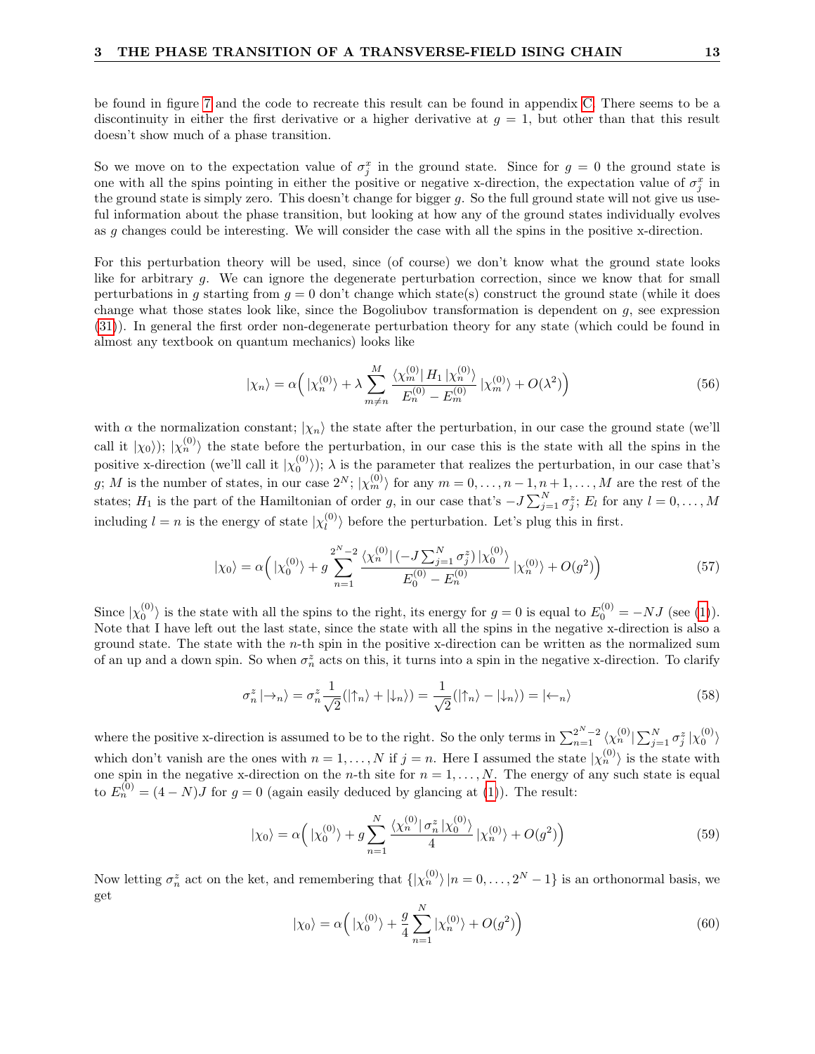be found in figure 7 and the code to recreate this result can be found in appendix C. There seems to be a discontinuity in either the first derivative or a higher derivative at $g = 1$, but other than that this result doesn't show much of a phase transition.

So we move on to the expectation value of $\sigma_j^x$ in the ground state. Since for $g = 0$ the ground state is one with all the spins pointing in either the positive or negative x-direction, the expectation value of $\sigma_j^x$ in the ground state is simply zero. This doesn't change for bigger $g$. So the full ground state will not give us useful information about the phase transition, but looking at how any of the ground states individually evolves as $g$ changes could be interesting. We will consider the case with all the spins in the positive x-direction.

For this perturbation theory will be used, since (of course) we don't know what the ground state looks like for arbitrary $g$. We can ignore the degenerate perturbation correction, since we know that for small perturbations in $g$ starting from $g = 0$ don't change which state(s) construct the ground state (while it does change what those states look like, since the Bogoliubov transformation is dependent on $g$, see expression (31)). In general the first order non-degenerate perturbation theory for any state (which could be found in almost any textbook on quantum mechanics) looks like

$$|\chi_n\rangle = \alpha\Big( |\chi_n^{(0)}\rangle + \lambda \sum_{m \neq n}^{M} \frac{\langle \chi_m^{(0)} | H_1 | \chi_n^{(0)}\rangle}{E_n^{(0)} - E_m^{(0)}} |\chi_m^{(0)}\rangle + O(\lambda^2)\Big) \tag{56}$$

with $\alpha$ the normalization constant; $|\chi_n\rangle$ the state after the perturbation, in our case the ground state (we'll call it $|\chi_0\rangle$); $|\chi_n^{(0)}\rangle$ the state before the perturbation, in our case this is the state with all the spins in the positive x-direction (we'll call it $|\chi_0^{(0)}\rangle$); $\lambda$ is the parameter that realizes the perturbation, in our case that's $g$; $M$ is the number of states, in our case $2^N$; $|\chi_m^{(0)}\rangle$ for any $m = 0, \ldots, n-1, n+1, \ldots, M$ are the rest of the states; $H_1$ is the part of the Hamiltonian of order $g$, in our case that's $-J\sum_{j=1}^{N} \sigma_j^z$; $E_l$ for any $l = 0, \ldots, M$ including $l = n$ is the energy of state $|\chi_l^{(0)}\rangle$ before the perturbation. Let's plug this in first.

$$|\chi_0\rangle = \alpha\Big( |\chi_0^{(0)}\rangle + g \sum_{n=1}^{2^N-2} \frac{\langle \chi_n^{(0)} | \left(-J\sum_{j=1}^{N} \sigma_j^z\right) |\chi_0^{(0)}\rangle}{E_0^{(0)} - E_n^{(0)}} |\chi_n^{(0)}\rangle + O(g^2)\Big) \tag{57}$$

Since $|\chi_0^{(0)}\rangle$ is the state with all the spins to the right, its energy for $g = 0$ is equal to $E_0^{(0)} = -NJ$ (see (1)). Note that I have left out the last state, since the state with all the spins in the negative x-direction is also a ground state. The state with the $n$-th spin in the positive x-direction can be written as the normalized sum of an up and a down spin. So when $\sigma_n^z$ acts on this, it turns into a spin in the negative x-direction. To clarify

$$\sigma_n^z |{\rightarrow_n}\rangle = \sigma_n^z \frac{1}{\sqrt{2}}(|{\uparrow_n}\rangle + |{\downarrow_n}\rangle) = \frac{1}{\sqrt{2}}(|{\uparrow_n}\rangle - |{\downarrow_n}\rangle) = |{\leftarrow_n}\rangle \tag{58}$$

where the positive x-direction is assumed to be to the right. So the only terms in $\sum_{n=1}^{2^N-2} \langle \chi_n^{(0)} | \sum_{j=1}^{N} \sigma_j^z |\chi_0^{(0)}\rangle$ which don't vanish are the ones with $n = 1, \ldots, N$ if $j = n$. Here I assumed the state $|\chi_n^{(0)}\rangle$ is the state with one spin in the negative x-direction on the $n$-th site for $n = 1, \ldots, N$. The energy of any such state is equal to $E_n^{(0)} = (4 - N)J$ for $g = 0$ (again easily deduced by glancing at (1)). The result:

$$|\chi_0\rangle = \alpha\Big( |\chi_0^{(0)}\rangle + g \sum_{n=1}^{N} \frac{\langle \chi_n^{(0)} | \sigma_n^z |\chi_0^{(0)}\rangle}{4} |\chi_n^{(0)}\rangle + O(g^2)\Big) \tag{59}$$

Now letting $\sigma_n^z$ act on the ket, and remembering that $\{|\chi_n^{(0)}\rangle \,|\, n = 0, \ldots, 2^N - 1\}$ is an orthonormal basis, we get

$$|\chi_0\rangle = \alpha\Big( |\chi_0^{(0)}\rangle + \frac{g}{4} \sum_{n=1}^{N} |\chi_n^{(0)}\rangle + O(g^2)\Big) \tag{60}$$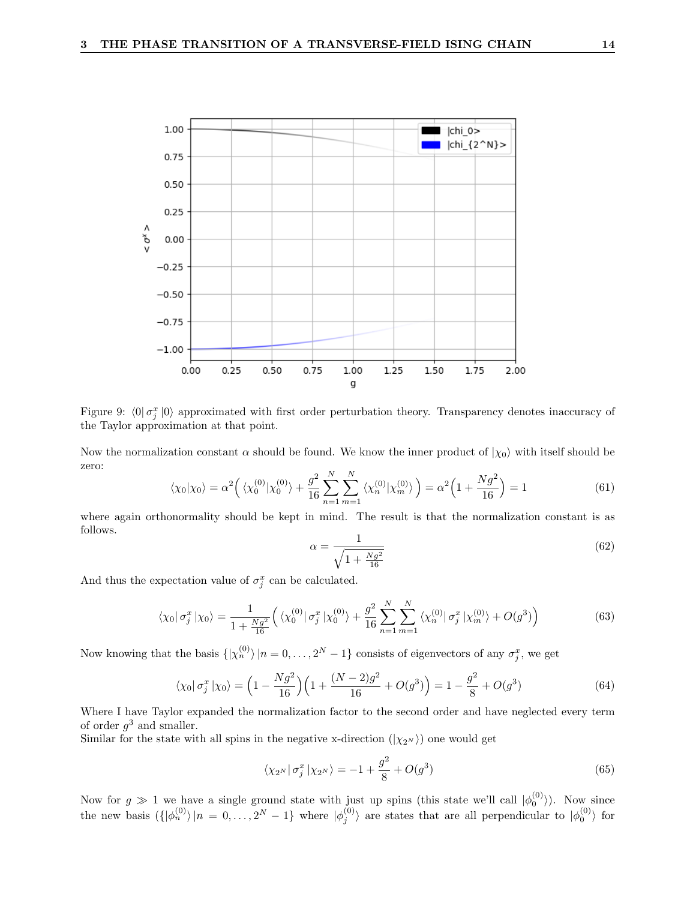Figure 9: $\langle 0| \sigma_j^x |0\rangle$ approximated with first order perturbation theory. Transparency denotes inaccuracy of the Taylor approximation at that point.

Now the normalization constant $\alpha$ should be found. We know the inner product of $|\chi_0\rangle$ with itself should be zero:

$$\langle \chi_0 | \chi_0 \rangle = \alpha^2 \Big( \langle \chi_0^{(0)} | \chi_0^{(0)} \rangle + \frac{g^2}{16} \sum_{n=1}^{N} \sum_{m=1}^{N} \langle \chi_n^{(0)} | \chi_m^{(0)} \rangle \Big) = \alpha^2 \Big( 1 + \frac{Ng^2}{16} \Big) = 1 \tag{61}$$

where again orthonormality should be kept in mind. The result is that the normalization constant is as follows.

$$\alpha = \frac{1}{\sqrt{1 + \frac{Ng^2}{16}}} \tag{62}$$

And thus the expectation value of $\sigma_j^x$ can be calculated.

$$\langle \chi_0 | \sigma_j^x | \chi_0 \rangle = \frac{1}{1 + \frac{Ng^2}{16}} \Big( \langle \chi_0^{(0)} | \sigma_j^x | \chi_0^{(0)} \rangle + \frac{g^2}{16} \sum_{n=1}^{N} \sum_{m=1}^{N} \langle \chi_n^{(0)} | \sigma_j^x | \chi_m^{(0)} \rangle + O(g^3) \Big) \tag{63}$$

Now knowing that the basis $\{|\chi_n^{(0)}\rangle \, | n = 0, \ldots, 2^N - 1\}$ consists of eigenvectors of any $\sigma_j^x$, we get

$$\langle \chi_0 | \sigma_j^x | \chi_0 \rangle = \Big( 1 - \frac{Ng^2}{16} \Big) \Big( 1 + \frac{(N-2)g^2}{16} + O(g^3) \Big) = 1 - \frac{g^2}{8} + O(g^3) \tag{64}$$

Where I have Taylor expanded the normalization factor to the second order and have neglected every term of order $g^3$ and smaller.
Similar for the state with all spins in the negative x-direction ($|\chi_{2^N}\rangle$) one would get

$$\langle \chi_{2^N} | \sigma_j^x | \chi_{2^N} \rangle = -1 + \frac{g^2}{8} + O(g^3) \tag{65}$$

Now for $g \gg 1$ we have a single ground state with just up spins (this state we'll call $|\phi_0^{(0)}\rangle$). Now since the new basis ($\{|\phi_n^{(0)}\rangle \, | n = 0, \ldots, 2^N - 1\}$ where $|\phi_j^{(0)}\rangle$ are states that are all perpendicular to $|\phi_0^{(0)}\rangle$ for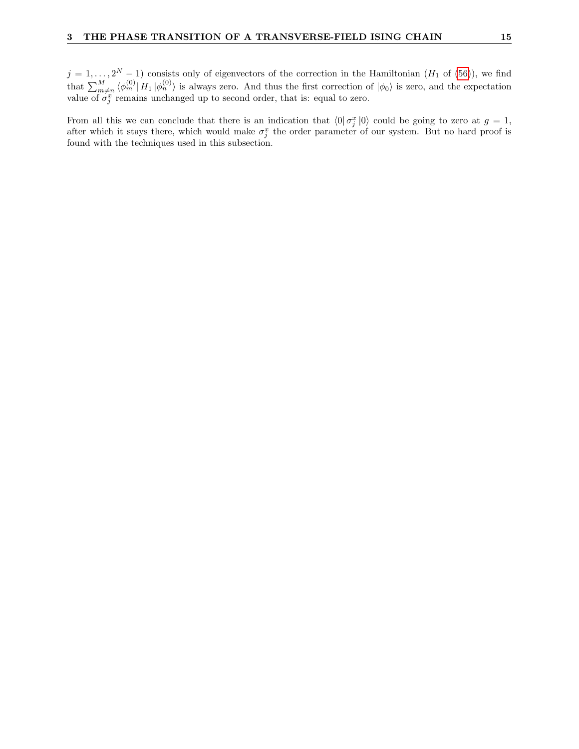$j = 1, \ldots, 2^N - 1$) consists only of eigenvectors of the correction in the Hamiltonian ($H_1$ of (56)), we find that $\sum_{m \neq n}^{M} \langle \phi_m^{(0)} | H_1 | \phi_n^{(0)} \rangle$ is always zero. And thus the first correction of $|\phi_0\rangle$ is zero, and the expectation value of $\sigma_j^x$ remains unchanged up to second order, that is: equal to zero.

From all this we can conclude that there is an indication that $\langle 0 | \sigma_j^x | 0 \rangle$ could be going to zero at $g = 1$, after which it stays there, which would make $\sigma_j^x$ the order parameter of our system. But no hard proof is found with the techniques used in this subsection.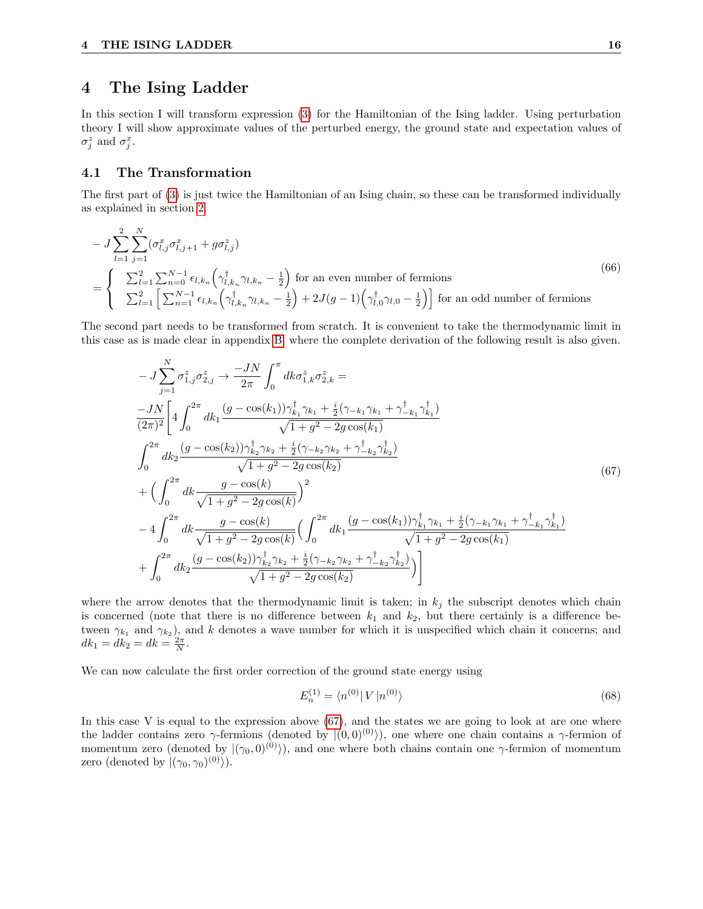# 4 The Ising Ladder

In this section I will transform expression (3) for the Hamiltonian of the Ising ladder. Using perturbation theory I will show approximate values of the perturbed energy, the ground state and expectation values of $\sigma_j^z$ and $\sigma_j^x$.

## 4.1 The Transformation

The first part of (3) is just twice the Hamiltonian of an Ising chain, so these can be transformed individually as explained in section 2.

$$
\begin{aligned}
&-J\sum_{l=1}^{2}\sum_{j=1}^{N}(\sigma_{l,j}^x\sigma_{l,j+1}^x + g\sigma_{l,j}^z) \\
&= \begin{cases} \sum_{l=1}^{2}\sum_{n=0}^{N-1}\epsilon_{l,k_n}\Big(\gamma_{l,k_n}^\dagger\gamma_{l,k_n} - \frac{1}{2}\Big) \text{ for an even number of fermions} \\ \sum_{l=1}^{2}\Big[\sum_{n=1}^{N-1}\epsilon_{l,k_n}\Big(\gamma_{l,k_n}^\dagger\gamma_{l,k_n} - \frac{1}{2}\Big) + 2J(g-1)\Big(\gamma_{l,0}^\dagger\gamma_{l,0} - \frac{1}{2}\Big)\Big] \text{ for an odd number of fermions} \end{cases}
\end{aligned}
\tag{66}
$$

The second part needs to be transformed from scratch. It is convenient to take the thermodynamic limit in this case as is made clear in appendix B, where the complete derivation of the following result is also given.

$$
\begin{aligned}
&-J\sum_{j=1}^{N}\sigma_{1,j}^z\sigma_{2,j}^z \to \frac{-JN}{2\pi}\int_0^\pi dk\sigma_{1,k}^z\sigma_{2,k}^z = \\
&\frac{-JN}{(2\pi)^2}\Bigg[4\int_0^{2\pi}dk_1\frac{(g-\cos(k_1))\gamma_{k_1}^\dagger\gamma_{k_1} + \frac{i}{2}(\gamma_{-k_1}\gamma_{k_1} + \gamma_{-k_1}^\dagger\gamma_{k_1}^\dagger)}{\sqrt{1+g^2-2g\cos(k_1)}} \\
&\int_0^{2\pi}dk_2\frac{(g-\cos(k_2))\gamma_{k_2}^\dagger\gamma_{k_2} + \frac{i}{2}(\gamma_{-k_2}\gamma_{k_2} + \gamma_{-k_2}^\dagger\gamma_{k_2}^\dagger)}{\sqrt{1+g^2-2g\cos(k_2)}} \\
&+\Big(\int_0^{2\pi}dk\frac{g-\cos(k)}{\sqrt{1+g^2-2g\cos(k)}}\Big)^2 \\
&-4\int_0^{2\pi}dk\frac{g-\cos(k)}{\sqrt{1+g^2-2g\cos(k)}}\Big(\int_0^{2\pi}dk_1\frac{(g-\cos(k_1))\gamma_{k_1}^\dagger\gamma_{k_1} + \frac{i}{2}(\gamma_{-k_1}\gamma_{k_1} + \gamma_{-k_1}^\dagger\gamma_{k_1}^\dagger)}{\sqrt{1+g^2-2g\cos(k_1)}} \\
&+\int_0^{2\pi}dk_2\frac{(g-\cos(k_2))\gamma_{k_2}^\dagger\gamma_{k_2} + \frac{i}{2}(\gamma_{-k_2}\gamma_{k_2} + \gamma_{-k_2}^\dagger\gamma_{k_2}^\dagger)}{\sqrt{1+g^2-2g\cos(k_2)}}\Big)\Bigg]
\end{aligned}
\tag{67}
$$

where the arrow denotes that the thermodynamic limit is taken; in $k_j$ the subscript denotes which chain is concerned (note that there is no difference between $k_1$ and $k_2$, but there certainly is a difference between $\gamma_{k_1}$ and $\gamma_{k_2}$), and $k$ denotes a wave number for which it is unspecified which chain it concerns; and $dk_1 = dk_2 = dk = \frac{2\pi}{N}$.

We can now calculate the first order correction of the ground state energy using

$$
E_n^{(1)} = \langle n^{(0)}|\, V\, |n^{(0)}\rangle \tag{68}
$$

In this case V is equal to the expression above (67), and the states we are going to look at are one where the ladder contains zero $\gamma$-fermions (denoted by $|(0,0)^{(0)}\rangle$), one where one chain contains a $\gamma$-fermion of momentum zero (denoted by $|(\gamma_0,0)^{(0)}\rangle$), and one where both chains contain one $\gamma$-fermion of momentum zero (denoted by $|(\gamma_0,\gamma_0)^{(0)}\rangle$).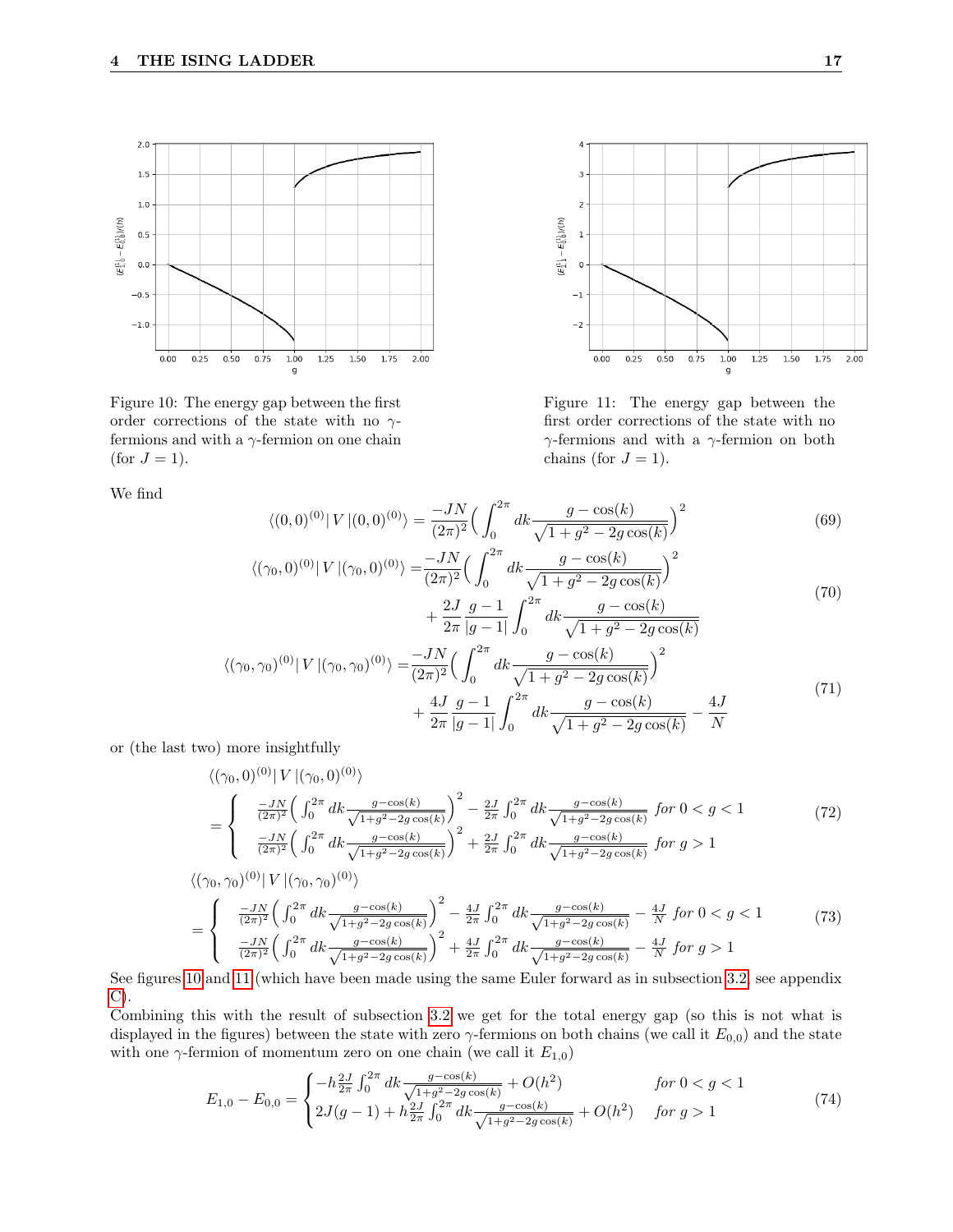Figure 10: The energy gap between the first order corrections of the state with no $\gamma$-fermions and with a $\gamma$-fermion on one chain (for $J = 1$).

Figure 11: The energy gap between the first order corrections of the state with no $\gamma$-fermions and with a $\gamma$-fermion on both chains (for $J = 1$).

We find

$$
\langle (0,0)^{(0)} | V | (0,0)^{(0)} \rangle = \frac{-JN}{(2\pi)^2} \Big( \int_0^{2\pi} dk \frac{g - \cos(k)}{\sqrt{1+g^2-2g\cos(k)}} \Big)^2 \tag{69}
$$

$$
\begin{aligned}
\langle (\gamma_0,0)^{(0)} | V | (\gamma_0,0)^{(0)} \rangle =& \frac{-JN}{(2\pi)^2} \Big( \int_0^{2\pi} dk \frac{g - \cos(k)}{\sqrt{1+g^2-2g\cos(k)}} \Big)^2 \\
&+ \frac{2J}{2\pi} \frac{g-1}{|g-1|} \int_0^{2\pi} dk \frac{g - \cos(k)}{\sqrt{1+g^2-2g\cos(k)}}
\end{aligned} \tag{70}
$$

$$
\begin{aligned}
\langle (\gamma_0,\gamma_0)^{(0)} | V | (\gamma_0,\gamma_0)^{(0)} \rangle =& \frac{-JN}{(2\pi)^2} \Big( \int_0^{2\pi} dk \frac{g - \cos(k)}{\sqrt{1+g^2-2g\cos(k)}} \Big)^2 \\
&+ \frac{4J}{2\pi} \frac{g-1}{|g-1|} \int_0^{2\pi} dk \frac{g - \cos(k)}{\sqrt{1+g^2-2g\cos(k)}} - \frac{4J}{N}
\end{aligned} \tag{71}
$$

or (the last two) more insightfully

$$
\langle (\gamma_0,0)^{(0)} | V | (\gamma_0,0)^{(0)} \rangle
= \begin{cases}
\frac{-JN}{(2\pi)^2} \Big( \int_0^{2\pi} dk \frac{g-\cos(k)}{\sqrt{1+g^2-2g\cos(k)}} \Big)^2 - \frac{2J}{2\pi} \int_0^{2\pi} dk \frac{g-\cos(k)}{\sqrt{1+g^2-2g\cos(k)}} & \text{for } 0 < g < 1 \\
\frac{-JN}{(2\pi)^2} \Big( \int_0^{2\pi} dk \frac{g-\cos(k)}{\sqrt{1+g^2-2g\cos(k)}} \Big)^2 + \frac{2J}{2\pi} \int_0^{2\pi} dk \frac{g-\cos(k)}{\sqrt{1+g^2-2g\cos(k)}} & \text{for } g > 1
\end{cases} \tag{72}
$$

$$
\langle (\gamma_0,\gamma_0)^{(0)} | V | (\gamma_0,\gamma_0)^{(0)} \rangle
= \begin{cases}
\frac{-JN}{(2\pi)^2} \Big( \int_0^{2\pi} dk \frac{g-\cos(k)}{\sqrt{1+g^2-2g\cos(k)}} \Big)^2 - \frac{4J}{2\pi} \int_0^{2\pi} dk \frac{g-\cos(k)}{\sqrt{1+g^2-2g\cos(k)}} - \frac{4J}{N} & \text{for } 0 < g < 1 \\
\frac{-JN}{(2\pi)^2} \Big( \int_0^{2\pi} dk \frac{g-\cos(k)}{\sqrt{1+g^2-2g\cos(k)}} \Big)^2 + \frac{4J}{2\pi} \int_0^{2\pi} dk \frac{g-\cos(k)}{\sqrt{1+g^2-2g\cos(k)}} - \frac{4J}{N} & \text{for } g > 1
\end{cases} \tag{73}
$$

See figures 10 and 11 (which have been made using the same Euler forward as in subsection 3.2, see appendix C).

Combining this with the result of subsection 3.2 we get for the total energy gap (so this is not what is displayed in the figures) between the state with zero $\gamma$-fermions on both chains (we call it $E_{0,0}$) and the state with one $\gamma$-fermion of momentum zero on one chain (we call it $E_{1,0}$)

$$
E_{1,0} - E_{0,0} = \begin{cases}
-h \frac{2J}{2\pi} \int_0^{2\pi} dk \frac{g-\cos(k)}{\sqrt{1+g^2-2g\cos(k)}} + O(h^2) & \text{for } 0 < g < 1 \\
2J(g-1) + h \frac{2J}{2\pi} \int_0^{2\pi} dk \frac{g-\cos(k)}{\sqrt{1+g^2-2g\cos(k)}} + O(h^2) & \text{for } g > 1
\end{cases} \tag{74}
$$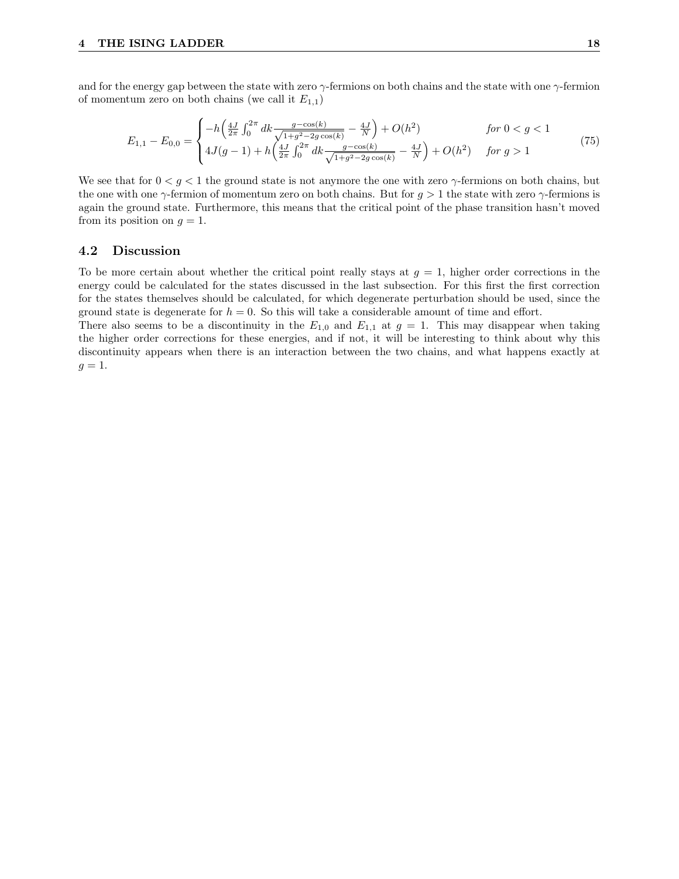and for the energy gap between the state with zero $\gamma$-fermions on both chains and the state with one $\gamma$-fermion of momentum zero on both chains (we call it $E_{1,1}$)

$$
E_{1,1} - E_{0,0} = \begin{cases} -h\left(\frac{4J}{2\pi}\int_0^{2\pi} dk \frac{g-\cos(k)}{\sqrt{1+g^2-2g\cos(k)}} - \frac{4J}{N}\right) + O(h^2) & \textit{for } 0 < g < 1 \\ 4J(g-1) + h\left(\frac{4J}{2\pi}\int_0^{2\pi} dk \frac{g-\cos(k)}{\sqrt{1+g^2-2g\cos(k)}} - \frac{4J}{N}\right) + O(h^2) & \textit{for } g > 1 \end{cases} \tag{75}
$$

We see that for $0 < g < 1$ the ground state is not anymore the one with zero $\gamma$-fermions on both chains, but the one with one $\gamma$-fermion of momentum zero on both chains. But for $g > 1$ the state with zero $\gamma$-fermions is again the ground state. Furthermore, this means that the critical point of the phase transition hasn't moved from its position on $g = 1$.

## 4.2 Discussion

To be more certain about whether the critical point really stays at $g = 1$, higher order corrections in the energy could be calculated for the states discussed in the last subsection. For this first the first correction for the states themselves should be calculated, for which degenerate perturbation should be used, since the ground state is degenerate for $h = 0$. So this will take a considerable amount of time and effort.

There also seems to be a discontinuity in the $E_{1,0}$ and $E_{1,1}$ at $g = 1$. This may disappear when taking the higher order corrections for these energies, and if not, it will be interesting to think about why this discontinuity appears when there is an interaction between the two chains, and what happens exactly at $g = 1$.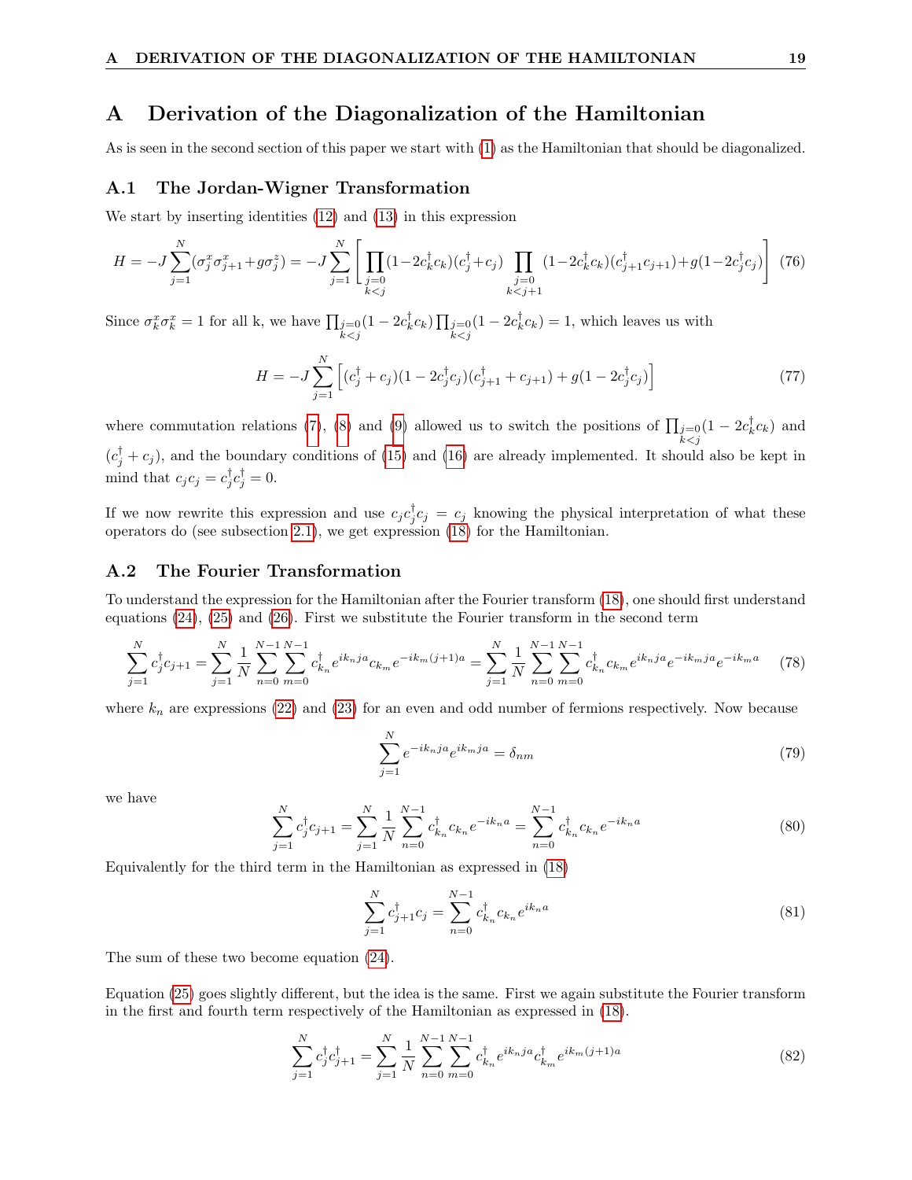# A Derivation of the Diagonalization of the Hamiltonian

As is seen in the second section of this paper we start with (1) as the Hamiltonian that should be diagonalized.

## A.1 The Jordan-Wigner Transformation

We start by inserting identities (12) and (13) in this expression

$$H = -J\sum_{j=1}^{N}(\sigma_j^x\sigma_{j+1}^x + g\sigma_j^z) = -J\sum_{j=1}^{N}\left[\prod_{\substack{j=0\\k<j}}(1-2c_k^\dagger c_k)(c_j^\dagger + c_j)\prod_{\substack{j=0\\k<j+1}}(1-2c_k^\dagger c_k)(c_{j+1}^\dagger c_{j+1}) + g(1-2c_j^\dagger c_j)\right] \tag{76}$$

Since $\sigma_k^x\sigma_k^x = 1$ for all k, we have $\prod_{\substack{j=0\\k<j}}(1-2c_k^\dagger c_k)\prod_{\substack{j=0\\k<j}}(1-2c_k^\dagger c_k) = 1$, which leaves us with

$$H = -J\sum_{j=1}^{N}\left[(c_j^\dagger + c_j)(1-2c_j^\dagger c_j)(c_{j+1}^\dagger + c_{j+1}) + g(1-2c_j^\dagger c_j)\right] \tag{77}$$

where commutation relations (7), (8) and (9) allowed us to switch the positions of $\prod_{\substack{j=0\\k<j}}(1-2c_k^\dagger c_k)$ and $(c_j^\dagger + c_j)$, and the boundary conditions of (15) and (16) are already implemented. It should also be kept in mind that $c_jc_j = c_j^\dagger c_j^\dagger = 0$.

If we now rewrite this expression and use $c_jc_j^\dagger c_j = c_j$ knowing the physical interpretation of what these operators do (see subsection 2.1), we get expression (18) for the Hamiltonian.

## A.2 The Fourier Transformation

To understand the expression for the Hamiltonian after the Fourier transform (18), one should first understand equations (24), (25) and (26). First we substitute the Fourier transform in the second term

$$\sum_{j=1}^{N}c_j^\dagger c_{j+1} = \sum_{j=1}^{N}\frac{1}{N}\sum_{n=0}^{N-1}\sum_{m=0}^{N-1}c_{k_n}^\dagger e^{ik_nja}c_{k_m}e^{-ik_m(j+1)a} = \sum_{j=1}^{N}\frac{1}{N}\sum_{n=0}^{N-1}\sum_{m=0}^{N-1}c_{k_n}^\dagger c_{k_m}e^{ik_nja}e^{-ik_mja}e^{-ik_ma} \tag{78}$$

where $k_n$ are expressions (22) and (23) for an even and odd number of fermions respectively. Now because

$$\sum_{j=1}^{N}e^{-ik_nja}e^{ik_mja} = \delta_{nm} \tag{79}$$

we have

$$\sum_{j=1}^{N}c_j^\dagger c_{j+1} = \sum_{j=1}^{N}\frac{1}{N}\sum_{n=0}^{N-1}c_{k_n}^\dagger c_{k_n}e^{-ik_na} = \sum_{n=0}^{N-1}c_{k_n}^\dagger c_{k_n}e^{-ik_na} \tag{80}$$

Equivalently for the third term in the Hamiltonian as expressed in (18)

$$\sum_{j=1}^{N}c_{j+1}^\dagger c_j = \sum_{n=0}^{N-1}c_{k_n}^\dagger c_{k_n}e^{ik_na} \tag{81}$$

The sum of these two become equation (24).

Equation (25) goes slightly different, but the idea is the same. First we again substitute the Fourier transform in the first and fourth term respectively of the Hamiltonian as expressed in (18).

$$\sum_{j=1}^{N}c_j^\dagger c_{j+1}^\dagger = \sum_{j=1}^{N}\frac{1}{N}\sum_{n=0}^{N-1}\sum_{m=0}^{N-1}c_{k_n}^\dagger e^{ik_nja}c_{k_m}^\dagger e^{ik_m(j+1)a} \tag{82}$$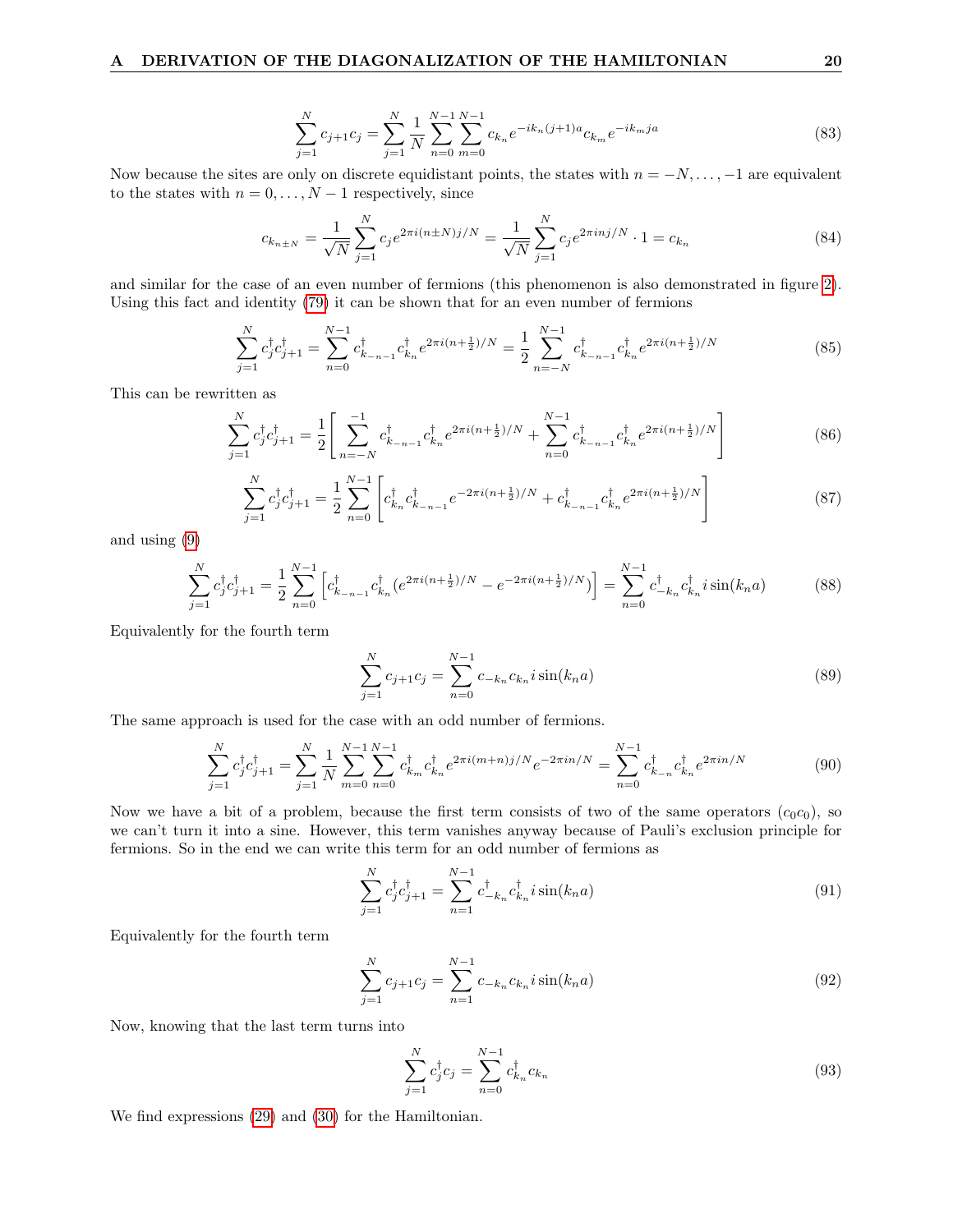$$\sum_{j=1}^{N} c_{j+1}c_j = \sum_{j=1}^{N} \frac{1}{N} \sum_{n=0}^{N-1} \sum_{m=0}^{N-1} c_{k_n} e^{-ik_n(j+1)a} c_{k_m} e^{-ik_m ja} \tag{83}$$

Now because the sites are only on discrete equidistant points, the states with $n = -N, \ldots, -1$ are equivalent to the states with $n = 0, \ldots, N-1$ respectively, since

$$c_{k_{n\pm N}} = \frac{1}{\sqrt{N}} \sum_{j=1}^{N} c_j e^{2\pi i(n\pm N)j/N} = \frac{1}{\sqrt{N}} \sum_{j=1}^{N} c_j e^{2\pi i nj/N} \cdot 1 = c_{k_n} \tag{84}$$

and similar for the case of an even number of fermions (this phenomenon is also demonstrated in figure 2). Using this fact and identity (79) it can be shown that for an even number of fermions

$$\sum_{j=1}^{N} c_j^\dagger c_{j+1}^\dagger = \sum_{n=0}^{N-1} c_{k_{-n-1}}^\dagger c_{k_n}^\dagger e^{2\pi i(n+\frac{1}{2})/N} = \frac{1}{2} \sum_{n=-N}^{N-1} c_{k_{-n-1}}^\dagger c_{k_n}^\dagger e^{2\pi i(n+\frac{1}{2})/N} \tag{85}$$

This can be rewritten as

$$\sum_{j=1}^{N} c_j^\dagger c_{j+1}^\dagger = \frac{1}{2} \left[ \sum_{n=-N}^{-1} c_{k_{-n-1}}^\dagger c_{k_n}^\dagger e^{2\pi i(n+\frac{1}{2})/N} + \sum_{n=0}^{N-1} c_{k_{-n-1}}^\dagger c_{k_n}^\dagger e^{2\pi i(n+\frac{1}{2})/N} \right] \tag{86}$$

$$\sum_{j=1}^{N} c_j^\dagger c_{j+1}^\dagger = \frac{1}{2} \sum_{n=0}^{N-1} \left[ c_{k_n}^\dagger c_{k_{-n-1}}^\dagger e^{-2\pi i(n+\frac{1}{2})/N} + c_{k_{-n-1}}^\dagger c_{k_n}^\dagger e^{2\pi i(n+\frac{1}{2})/N} \right] \tag{87}$$

and using (9)

$$\sum_{j=1}^{N} c_j^\dagger c_{j+1}^\dagger = \frac{1}{2} \sum_{n=0}^{N-1} \left[ c_{k_{-n-1}}^\dagger c_{k_n}^\dagger (e^{2\pi i(n+\frac{1}{2})/N} - e^{-2\pi i(n+\frac{1}{2})/N}) \right] = \sum_{n=0}^{N-1} c_{-k_n}^\dagger c_{k_n}^\dagger \, i\sin(k_n a) \tag{88}$$

Equivalently for the fourth term

$$\sum_{j=1}^{N} c_{j+1}c_j = \sum_{n=0}^{N-1} c_{-k_n} c_{k_n} i\sin(k_n a) \tag{89}$$

The same approach is used for the case with an odd number of fermions.

$$\sum_{j=1}^{N} c_j^\dagger c_{j+1}^\dagger = \sum_{j=1}^{N} \frac{1}{N} \sum_{m=0}^{N-1} \sum_{n=0}^{N-1} c_{k_m}^\dagger c_{k_n}^\dagger e^{2\pi i(m+n)j/N} e^{-2\pi in/N} = \sum_{n=0}^{N-1} c_{k_{-n}}^\dagger c_{k_n}^\dagger e^{2\pi in/N} \tag{90}$$

Now we have a bit of a problem, because the first term consists of two of the same operators ($c_0 c_0$), so we can't turn it into a sine. However, this term vanishes anyway because of Pauli's exclusion principle for fermions. So in the end we can write this term for an odd number of fermions as

$$\sum_{j=1}^{N} c_j^\dagger c_{j+1}^\dagger = \sum_{n=1}^{N-1} c_{-k_n}^\dagger c_{k_n}^\dagger \, i\sin(k_n a) \tag{91}$$

Equivalently for the fourth term

$$\sum_{j=1}^{N} c_{j+1}c_j = \sum_{n=1}^{N-1} c_{-k_n} c_{k_n} i\sin(k_n a) \tag{92}$$

Now, knowing that the last term turns into

$$\sum_{j=1}^{N} c_j^\dagger c_j = \sum_{n=0}^{N-1} c_{k_n}^\dagger c_{k_n} \tag{93}$$

We find expressions (29) and (30) for the Hamiltonian.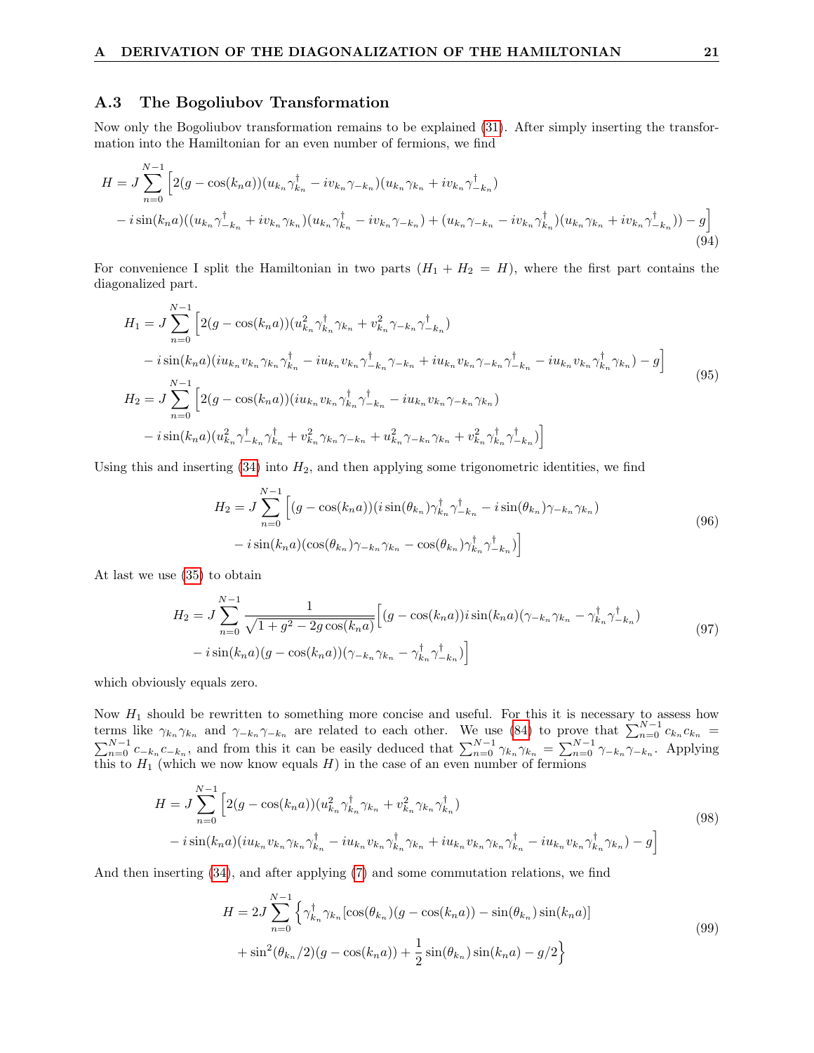### A.3 The Bogoliubov Transformation

Now only the Bogoliubov transformation remains to be explained (31). After simply inserting the transformation into the Hamiltonian for an even number of fermions, we find

$$
\begin{aligned}
H = J \sum_{n=0}^{N-1} \Big[ & 2(g - \cos(k_n a))(u_{k_n}\gamma_{k_n}^\dagger - iv_{k_n}\gamma_{-k_n})(u_{k_n}\gamma_{k_n} + iv_{k_n}\gamma_{-k_n}^\dagger) \\
& - i\sin(k_n a)((u_{k_n}\gamma_{-k_n}^\dagger + iv_{k_n}\gamma_{k_n})(u_{k_n}\gamma_{k_n}^\dagger - iv_{k_n}\gamma_{-k_n}) + (u_{k_n}\gamma_{-k_n} - iv_{k_n}\gamma_{k_n}^\dagger)(u_{k_n}\gamma_{k_n} + iv_{k_n}\gamma_{-k_n}^\dagger)) - g\Big]
\end{aligned} \tag{94}
$$

For convenience I split the Hamiltonian in two parts ($H_1 + H_2 = H$), where the first part contains the diagonalized part.

$$
\begin{aligned}
H_1 = J \sum_{n=0}^{N-1} \Big[ & 2(g - \cos(k_n a))(u_{k_n}^2\gamma_{k_n}^\dagger\gamma_{k_n} + v_{k_n}^2\gamma_{-k_n}\gamma_{-k_n}^\dagger) \\
& - i\sin(k_n a)(iu_{k_n}v_{k_n}\gamma_{k_n}\gamma_{k_n}^\dagger - iu_{k_n}v_{k_n}\gamma_{-k_n}^\dagger\gamma_{-k_n} + iu_{k_n}v_{k_n}\gamma_{-k_n}\gamma_{-k_n}^\dagger - iu_{k_n}v_{k_n}\gamma_{k_n}^\dagger\gamma_{k_n}) - g\Big] \\
H_2 = J \sum_{n=0}^{N-1} \Big[ & 2(g - \cos(k_n a))(iu_{k_n}v_{k_n}\gamma_{k_n}^\dagger\gamma_{-k_n}^\dagger - iu_{k_n}v_{k_n}\gamma_{-k_n}\gamma_{k_n}) \\
& - i\sin(k_n a)(u_{k_n}^2\gamma_{-k_n}^\dagger\gamma_{k_n}^\dagger + v_{k_n}^2\gamma_{k_n}\gamma_{-k_n} + u_{k_n}^2\gamma_{-k_n}\gamma_{k_n} + v_{k_n}^2\gamma_{k_n}^\dagger\gamma_{-k_n}^\dagger)\Big]
\end{aligned} \tag{95}
$$

Using this and inserting (34) into $H_2$, and then applying some trigonometric identities, we find

$$
\begin{aligned}
H_2 = J \sum_{n=0}^{N-1} \Big[ & (g - \cos(k_n a))(i\sin(\theta_{k_n})\gamma_{k_n}^\dagger\gamma_{-k_n}^\dagger - i\sin(\theta_{k_n})\gamma_{-k_n}\gamma_{k_n}) \\
& - i\sin(k_n a)(\cos(\theta_{k_n})\gamma_{-k_n}\gamma_{k_n} - \cos(\theta_{k_n})\gamma_{k_n}^\dagger\gamma_{-k_n}^\dagger)\Big]
\end{aligned} \tag{96}
$$

At last we use (35) to obtain

$$
\begin{aligned}
H_2 = J \sum_{n=0}^{N-1} \frac{1}{\sqrt{1 + g^2 - 2g\cos(k_n a)}} \Big[ & (g - \cos(k_n a))i\sin(k_n a)(\gamma_{-k_n}\gamma_{k_n} - \gamma_{k_n}^\dagger\gamma_{-k_n}^\dagger) \\
& - i\sin(k_n a)(g - \cos(k_n a))(\gamma_{-k_n}\gamma_{k_n} - \gamma_{k_n}^\dagger\gamma_{-k_n}^\dagger)\Big]
\end{aligned} \tag{97}
$$

which obviously equals zero.

Now $H_1$ should be rewritten to something more concise and useful. For this it is necessary to assess how terms like $\gamma_{k_n}\gamma_{k_n}$ and $\gamma_{-k_n}\gamma_{-k_n}$ are related to each other. We use (84) to prove that $\sum_{n=0}^{N-1} c_{k_n}c_{k_n} = \sum_{n=0}^{N-1} c_{-k_n}c_{-k_n}$, and from this it can be easily deduced that $\sum_{n=0}^{N-1} \gamma_{k_n}\gamma_{k_n} = \sum_{n=0}^{N-1} \gamma_{-k_n}\gamma_{-k_n}$. Applying this to $H_1$ (which we now know equals $H$) in the case of an even number of fermions

$$
\begin{aligned}
H = J \sum_{n=0}^{N-1} \Big[ & 2(g - \cos(k_n a))(u_{k_n}^2\gamma_{k_n}^\dagger\gamma_{k_n} + v_{k_n}^2\gamma_{k_n}\gamma_{k_n}^\dagger) \\
& - i\sin(k_n a)(iu_{k_n}v_{k_n}\gamma_{k_n}\gamma_{k_n}^\dagger - iu_{k_n}v_{k_n}\gamma_{k_n}^\dagger\gamma_{k_n} + iu_{k_n}v_{k_n}\gamma_{k_n}\gamma_{k_n}^\dagger - iu_{k_n}v_{k_n}\gamma_{k_n}^\dagger\gamma_{k_n}) - g\Big]
\end{aligned} \tag{98}
$$

And then inserting (34), and after applying (7) and some commutation relations, we find

$$
\begin{aligned}
H = 2J \sum_{n=0}^{N-1} \Big\{ & \gamma_{k_n}^\dagger\gamma_{k_n}[\cos(\theta_{k_n})(g - \cos(k_n a)) - \sin(\theta_{k_n})\sin(k_n a)] \\
& + \sin^2(\theta_{k_n}/2)(g - \cos(k_n a)) + \frac{1}{2}\sin(\theta_{k_n})\sin(k_n a) - g/2\Big\}
\end{aligned} \tag{99}
$$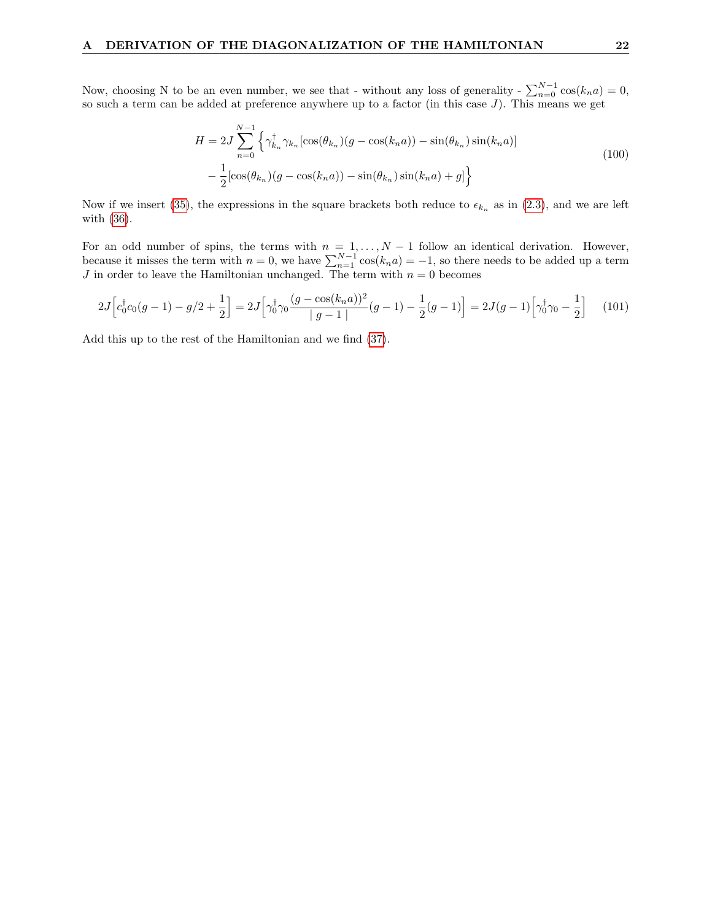Now, choosing N to be an even number, we see that - without any loss of generality - $\sum_{n=0}^{N-1}\cos(k_n a) = 0$, so such a term can be added at preference anywhere up to a factor (in this case $J$). This means we get

$$H = 2J\sum_{n=0}^{N-1}\Big\{\gamma_{k_n}^\dagger\gamma_{k_n}[\cos(\theta_{k_n})(g-\cos(k_n a)) - \sin(\theta_{k_n})\sin(k_n a)] \\ -\frac{1}{2}[\cos(\theta_{k_n})(g-\cos(k_n a)) - \sin(\theta_{k_n})\sin(k_n a) + g]\Big\} \tag{100}$$

Now if we insert (35), the expressions in the square brackets both reduce to $\epsilon_{k_n}$ as in (2.3), and we are left with (36).

For an odd number of spins, the terms with $n = 1, \ldots, N-1$ follow an identical derivation. However, because it misses the term with $n = 0$, we have $\sum_{n=1}^{N-1}\cos(k_n a) = -1$, so there needs to be added up a term $J$ in order to leave the Hamiltonian unchanged. The term with $n = 0$ becomes

$$2J\Big[c_0^\dagger c_0(g-1) - g/2 + \frac{1}{2}\Big] = 2J\Big[\gamma_0^\dagger\gamma_0\frac{(g-\cos(k_n a))^2}{\mid g-1\mid}(g-1) - \frac{1}{2}(g-1)\Big] = 2J(g-1)\Big[\gamma_0^\dagger\gamma_0 - \frac{1}{2}\Big] \tag{101}$$

Add this up to the rest of the Hamiltonian and we find (37).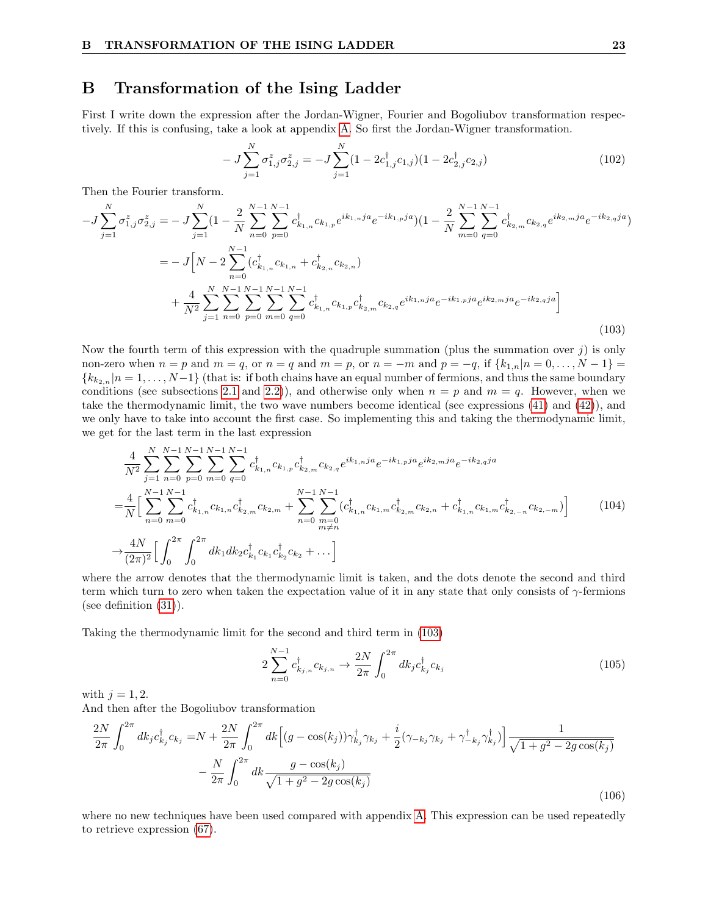# B Transformation of the Ising Ladder

First I write down the expression after the Jordan-Wigner, Fourier and Bogoliubov transformation respectively. If this is confusing, take a look at appendix A. So first the Jordan-Wigner transformation.

$$-J\sum_{j=1}^{N}\sigma^z_{1,j}\sigma^z_{2,j} = -J\sum_{j=1}^{N}(1-2c^\dagger_{1,j}c_{1,j})(1-2c^\dagger_{2,j}c_{2,j}) \tag{102}$$

Then the Fourier transform.

$$\begin{aligned}
-J\sum_{j=1}^{N}\sigma^z_{1,j}\sigma^z_{2,j} =& -J\sum_{j=1}^{N}(1-\frac{2}{N}\sum_{n=0}^{N-1}\sum_{p=0}^{N-1}c^\dagger_{k_{1,n}}c_{k_{1,p}}e^{ik_{1,n}ja}e^{-ik_{1,p}ja})(1-\frac{2}{N}\sum_{m=0}^{N-1}\sum_{q=0}^{N-1}c^\dagger_{k_{2,m}}c_{k_{2,q}}e^{ik_{2,m}ja}e^{-ik_{2,q}ja})\\
=& -J\Big[N-2\sum_{n=0}^{N-1}(c^\dagger_{k_{1,n}}c_{k_{1,n}}+c^\dagger_{k_{2,n}}c_{k_{2,n}})\\
&+\frac{4}{N^2}\sum_{j=1}^{N}\sum_{n=0}^{N-1}\sum_{p=0}^{N-1}\sum_{m=0}^{N-1}\sum_{q=0}^{N-1}c^\dagger_{k_{1,n}}c_{k_{1,p}}c^\dagger_{k_{2,m}}c_{k_{2,q}}e^{ik_{1,n}ja}e^{-ik_{1,p}ja}e^{ik_{2,m}ja}e^{-ik_{2,q}ja}\Big]
\end{aligned} \tag{103}$$

Now the fourth term of this expression with the quadruple summation (plus the summation over $j$) is only non-zero when $n=p$ and $m=q$, or $n=q$ and $m=p$, or $n=-m$ and $p=-q$, if $\{k_{1,n}|n=0,\ldots,N-1\}=\{k_{k_{2,n}}|n=1,\ldots,N-1\}$ (that is: if both chains have an equal number of fermions, and thus the same boundary conditions (see subsections 2.1 and 2.2)), and otherwise only when $n=p$ and $m=q$. However, when we take the thermodynamic limit, the two wave numbers become identical (see expressions (41) and (42)), and we only have to take into account the first case. So implementing this and taking the thermodynamic limit, we get for the last term in the last expression

$$\begin{aligned}
&\frac{4}{N^2}\sum_{j=1}^{N}\sum_{n=0}^{N-1}\sum_{p=0}^{N-1}\sum_{m=0}^{N-1}\sum_{q=0}^{N-1}c^\dagger_{k_{1,n}}c_{k_{1,p}}c^\dagger_{k_{2,m}}c_{k_{2,q}}e^{ik_{1,n}ja}e^{-ik_{1,p}ja}e^{ik_{2,m}ja}e^{-ik_{2,q}ja}\\
=&\frac{4}{N}\Big[\sum_{n=0}^{N-1}\sum_{m=0}^{N-1}c^\dagger_{k_{1,n}}c_{k_{1,n}}c^\dagger_{k_{2,m}}c_{k_{2,m}}+\sum_{n=0}^{N-1}\sum_{\substack{m=0\\m\neq n}}^{N-1}(c^\dagger_{k_{1,n}}c_{k_{1,m}}c^\dagger_{k_{2,m}}c_{k_{2,n}}+c^\dagger_{k_{1,n}}c_{k_{1,m}}c^\dagger_{k_{2,-n}}c_{k_{2,-m}})\Big]\\
\to&\frac{4N}{(2\pi)^2}\Big[\int_0^{2\pi}\int_0^{2\pi}dk_1dk_2c^\dagger_{k_1}c_{k_1}c^\dagger_{k_2}c_{k_2}+\ldots\Big]
\end{aligned} \tag{104}$$

where the arrow denotes that the thermodynamic limit is taken, and the dots denote the second and third term which turn to zero when taken the expectation value of it in any state that only consists of $\gamma$-fermions (see definition (31)).

Taking the thermodynamic limit for the second and third term in (103)

$$2\sum_{n=0}^{N-1}c^\dagger_{k_{j,n}}c_{k_{j,n}} \to \frac{2N}{2\pi}\int_0^{2\pi}dk_jc^\dagger_{k_j}c_{k_j} \tag{105}$$

with $j=1,2$.
And then after the Bogoliubov transformation

$$\begin{aligned}
\frac{2N}{2\pi}\int_0^{2\pi}dk_jc^\dagger_{k_j}c_{k_j} =& N+\frac{2N}{2\pi}\int_0^{2\pi}dk\Big[(g-\cos(k_j))\gamma^\dagger_{k_j}\gamma_{k_j}+\frac{i}{2}(\gamma_{-k_j}\gamma_{k_j}+\gamma^\dagger_{-k_j}\gamma^\dagger_{k_j})\Big]\frac{1}{\sqrt{1+g^2-2g\cos(k_j)}}\\
&-\frac{N}{2\pi}\int_0^{2\pi}dk\frac{g-\cos(k_j)}{\sqrt{1+g^2-2g\cos(k_j)}}
\end{aligned} \tag{106}$$

where no new techniques have been used compared with appendix A. This expression can be used repeatedly to retrieve expression (67).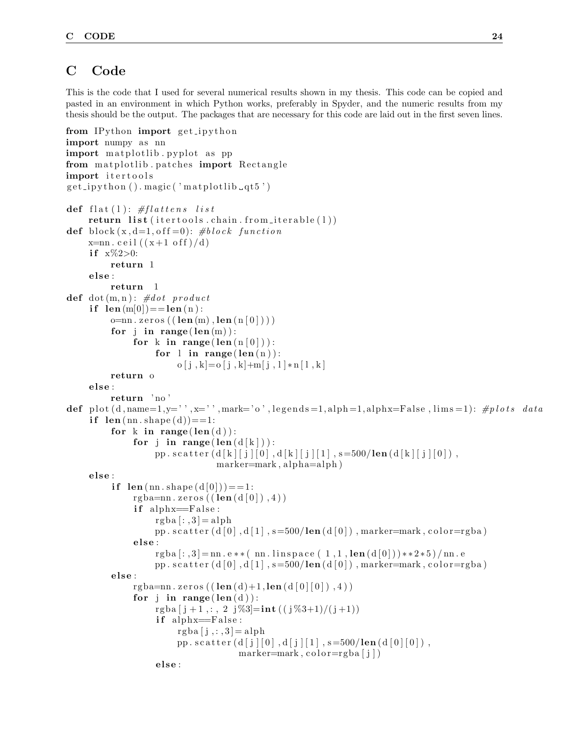# C Code

This is the code that I used for several numerical results shown in my thesis. This code can be copied and pasted in an environment in which Python works, preferably in Spyder, and the numeric results from my thesis should be the output. The packages that are necessary for this code are laid out in the first seven lines.

```
from IPython import get_ipython
import numpy as nn
import matplotlib.pyplot as pp
from matplotlib.patches import Rectangle
import itertools
get_ipython().magic('matplotlib_qt5')

def flat(l): #flattens list
    return list(itertools.chain.from_iterable(l))
def block(x,d=1,off=0): #block function
    x=nn.ceil((x+1 off)/d)
    if x%2>0:
        return 1
    else:
        return  1
def dot(m,n): #dot product
    if len(m[0])==len(n):
        o=nn.zeros((len(m),len(n[0])))
        for j in range(len(m)):
            for k in range(len(n[0])):
                for l in range(len(n)):
                    o[j,k]=o[j,k]+m[j,l]*n[l,k]
        return o
    else:
        return 'no'
def plot(d,name=1,y='',x='',mark='o',legends=1,alph=1,alphx=False,lims=1): #plots data
    if len(nn.shape(d))==1:
        for k in range(len(d)):
            for j in range(len(d[k])):
                pp.scatter(d[k][j][0],d[k][j][1],s=500/len(d[k][j][0]),
                           marker=mark,alpha=alph)
    else:
        if len(nn.shape(d[0]))==1:
            rgba=nn.zeros((len(d[0]),4))
            if alphx==False:
                rgba[:,3]=alph
                pp.scatter(d[0],d[1],s=500/len(d[0]),marker=mark,color=rgba)
            else:
                rgba[:,3]=nn.e**( nn.linspace( 1,1,len(d[0]))**2*5)/nn.e
                pp.scatter(d[0],d[1],s=500/len(d[0]),marker=mark,color=rgba)
        else:
            rgba=nn.zeros((len(d)+1,len(d[0][0]),4))
            for j in range(len(d)):
                rgba[j+1,:, 2 j%3]=int((j%3+1)/(j+1))
                if alphx==False:
                    rgba[j,:,3]=alph
                    pp.scatter(d[j][0],d[j][1],s=500/len(d[0][0]),
                               marker=mark,color=rgba[j])
                else:
```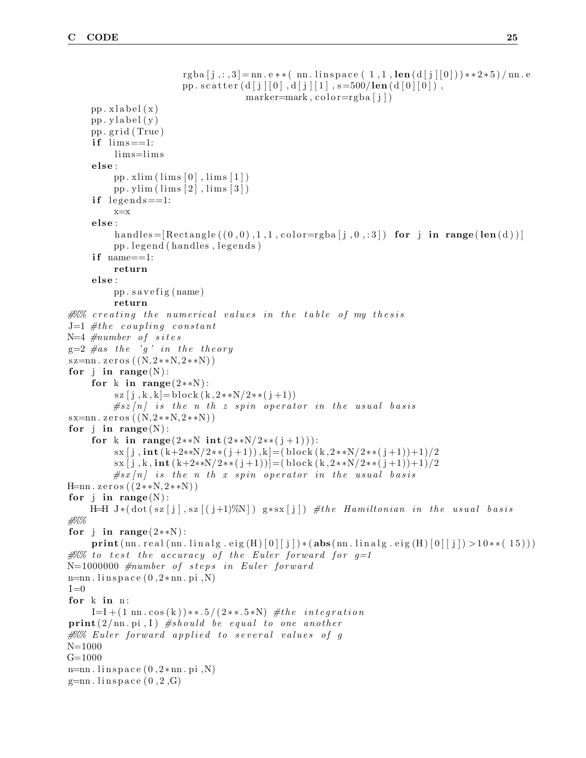```
                    rgba[j,:,3]=nn.e**( nn.linspace( 1,1,len(d[j][0]))**2*5)/nn.e
                    pp.scatter(d[j][0],d[j][1],s=500/len(d[0][0]),
                               marker=mark,color=rgba[j])
    pp.xlabel(x)
    pp.ylabel(y)
    pp.grid(True)
    if lims==1:
        lims=lims
    else:
        pp.xlim(lims[0],lims[1])
        pp.ylim(lims[2],lims[3])
    if legends==1:
        x=x
    else:
        handles=[Rectangle((0,0),1,1,color=rgba[j,0,:3]) for j in range(len(d))]
        pp.legend(handles,legends)
    if name==1:
        return
    else:
        pp.savefig(name)
        return
#%% creating the numerical values in the table of my thesis
J=1 #the coupling constant
N=4 #number of sites
g=2 #as the 'g' in the theory
sz=nn.zeros((N,2**N,2**N))
for j in range(N):
    for k in range(2**N):
        sz[j,k,k]=block(k,2**N/2**(j+1))
        #sz[n] is the n th z spin operator in the usual basis
sx=nn.zeros((N,2**N,2**N))
for j in range(N):
    for k in range(2**N int(2**N/2**(j+1))):
        sx[j,int(k+2**N/2**(j+1)),k]=(block(k,2**N/2**(j+1))+1)/2
        sx[j,k,int(k+2**N/2**(j+1))]=(block(k,2**N/2**(j+1))+1)/2
        #sx[n] is the n th x spin operator in the usual basis
H=nn.zeros((2**N,2**N))
for j in range(N):
    H=H J*(dot(sz[j],sz[(j+1)%N]) g*sx[j]) #the Hamiltonian in the usual basis
#%%
for j in range(2**N):
    print(nn.real(nn.linalg.eig(H)[0][j])*(abs(nn.linalg.eig(H)[0][j])>10**( 15)))
#%% to test the accuracy of the Euler forward for g=1
N=1000000 #number of steps in Euler forward
n=nn.linspace(0,2*nn.pi,N)
I=0
for k in n:
    I=I+(1 nn.cos(k))**.5/(2**.5*N) #the integration
print(2/nn.pi,I) #should be equal to one another
#%% Euler forward applied to several values of g
N=1000
G=1000
n=nn.linspace(0,2*nn.pi,N)
g=nn.linspace(0,2,G)
```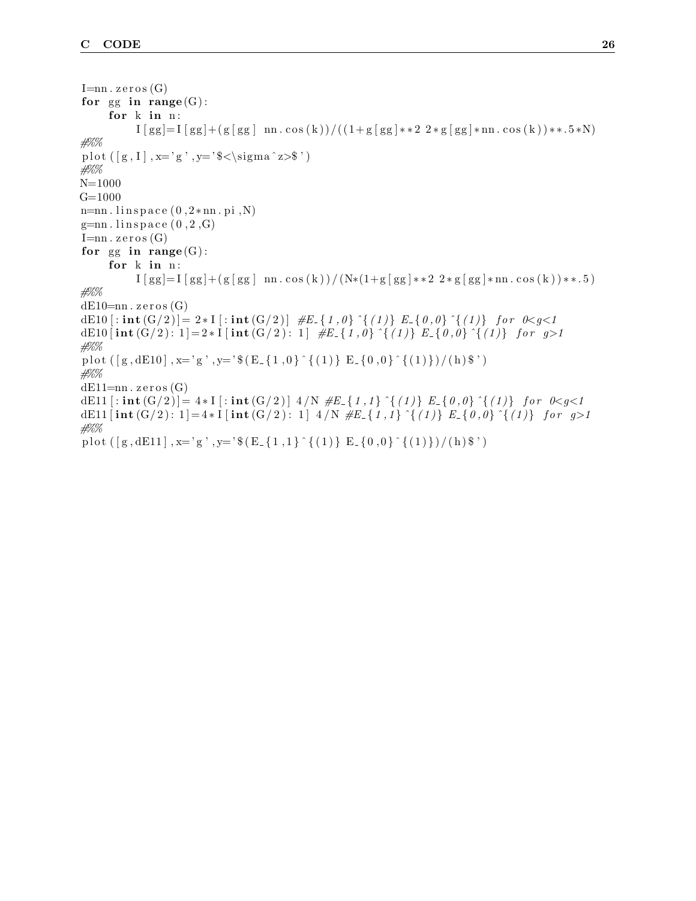```
I=nn.zeros(G)
for gg in range(G):
    for k in n:
        I[gg]=I[gg]+(g[gg] nn.cos(k))/((1+g[gg]**2 2*g[gg]*nn.cos(k))**.5*N)
#%%
plot([g,I],x='g',y='$<\sigma^z>$')
#%%
N=1000
G=1000
n=nn.linspace(0,2*nn.pi,N)
g=nn.linspace(0,2,G)
I=nn.zeros(G)
for gg in range(G):
    for k in n:
        I[gg]=I[gg]+(g[gg] nn.cos(k))/(N*(1+g[gg]**2 2*g[gg]*nn.cos(k))**.5)
#%%
dE10=nn.zeros(G)
dE10[:int(G/2)]= 2*I[:int(G/2)]  #E_{1,0}^{(1)} E_{0,0}^{(1)} for 0<g<1
dE10[int(G/2): 1]=2*I[int(G/2): 1]  #E_{1,0}^{(1)} E_{0,0}^{(1)} for g>1
#%%
plot([g,dE10],x='g',y='$(E_{1,0}^{(1)} E_{0,0}^{(1)})/(h)$')
#%%
dE11=nn.zeros(G)
dE11[:int(G/2)]= 4*I[:int(G/2)] 4/N #E_{1,1}^{(1)} E_{0,0}^{(1)} for 0<g<1
dE11[int(G/2): 1]=4*I[int(G/2): 1] 4/N #E_{1,1}^{(1)} E_{0,0}^{(1)} for g>1
#%%
plot([g,dE11],x='g',y='$(E_{1,1}^{(1)} E_{0,0}^{(1)})/(h)$')
```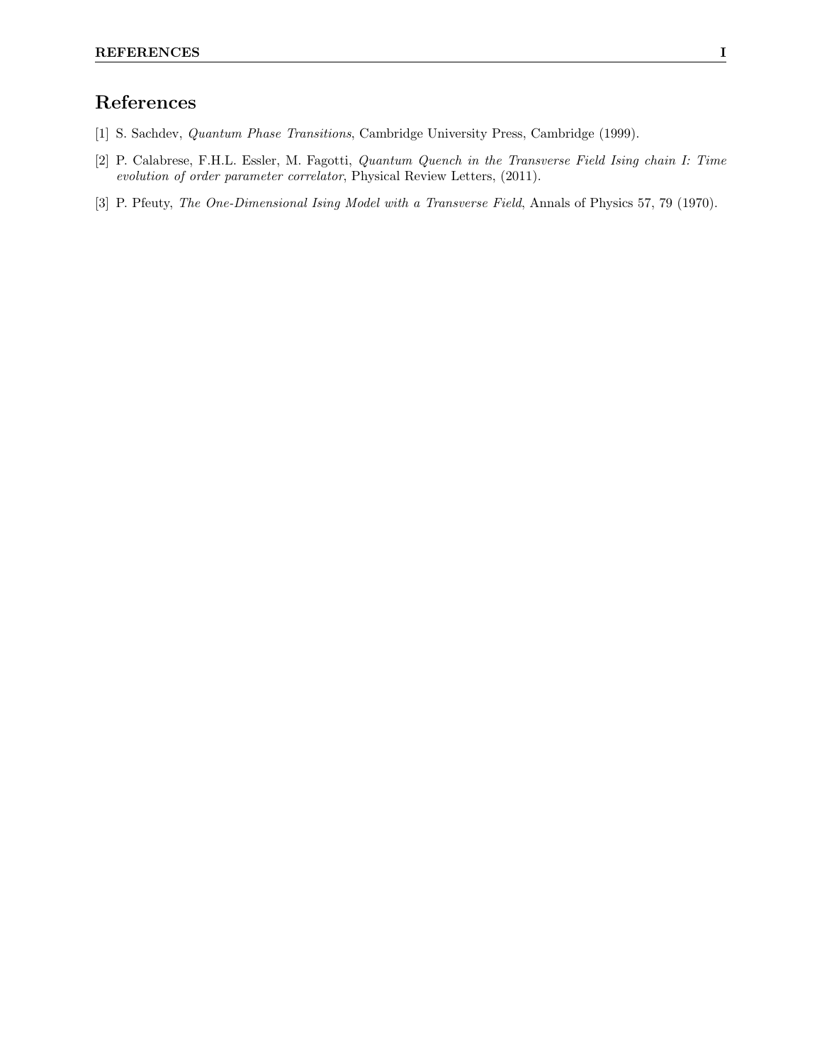# References

[1] S. Sachdev, *Quantum Phase Transitions*, Cambridge University Press, Cambridge (1999).

[2] P. Calabrese, F.H.L. Essler, M. Fagotti, *Quantum Quench in the Transverse Field Ising chain I: Time evolution of order parameter correlator*, Physical Review Letters, (2011).

[3] P. Pfeuty, *The One-Dimensional Ising Model with a Transverse Field*, Annals of Physics 57, 79 (1970).